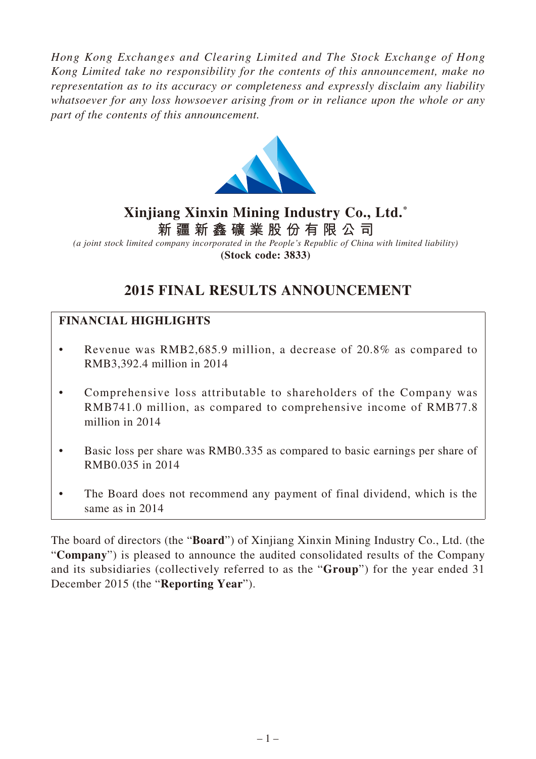*Hong Kong Exchanges and Clearing Limited and The Stock Exchange of Hong Kong Limited take no responsibility for the contents of this announcement, make no representation as to its accuracy or completeness and expressly disclaim any liability whatsoever for any loss howsoever arising from or in reliance upon the whole or any part of the contents of this announcement.*

# Xinjiang Xinxin Mining Industry Co., Ltd.*

# 新疆新鑫礦業股份有限公司

*(a joint stock limited company incorporated in the People's Republic of China with limited liability)*

**(Stock code: 3833)**

## 2015 FINAL RESULTS ANNOUNCEMENT

### FINANCIAL HIGHLIGHTS

- Revenue was RMB2,685.9 million, a decrease of 20.8% as compared to RMB3,392.4 million in 2014
- Comprehensive loss attributable to shareholders of the Company was RMB741.0 million, as compared to comprehensive income of RMB77.8 million in 2014
- Basic loss per share was RMB0.335 as compared to basic earnings per share of RMB0.035 in 2014
- The Board does not recommend any payment of final dividend, which is the same as in 2014

The board of directors (the "**Board**") of Xinjiang Xinxin Mining Industry Co., Ltd. (the "**Company**") is pleased to announce the audited consolidated results of the Company and its subsidiaries (collectively referred to as the "**Group**") for the year ended 31 December 2015 (the "**Reporting Year**").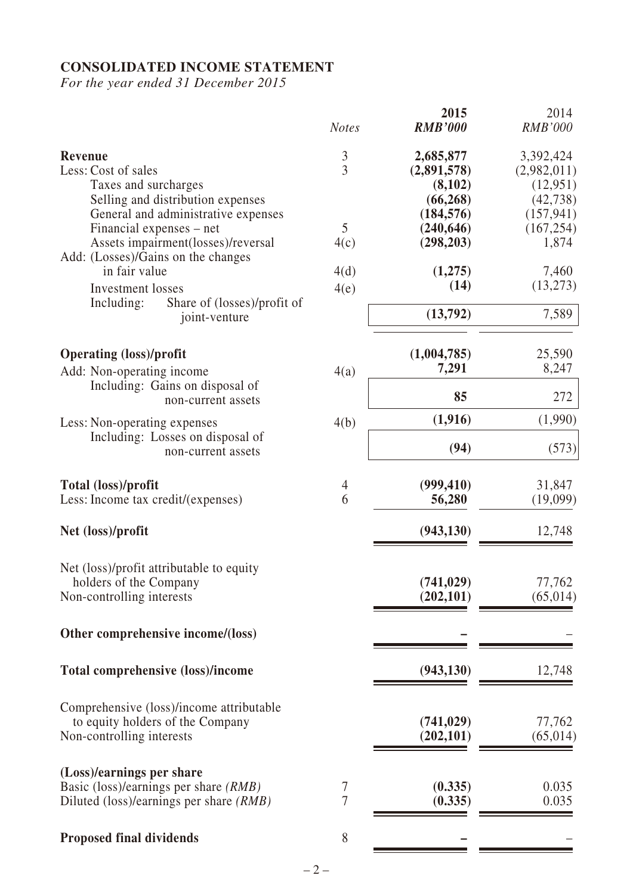## CONSOLIDATED INCOME STATEMENT

*For the year ended 31 December 2015*

| | *Notes* | **2015** ***RMB'000*** | 2014 *RMB'000* |
|---|---|---|---|
| **Revenue** | 3 | **2,685,877** | 3,392,424 |
| Less: Cost of sales | 3 | **(2,891,578)** | (2,982,011) |
| Taxes and surcharges | | **(8,102)** | (12,951) |
| Selling and distribution expenses | | **(66,268)** | (42,738) |
| General and administrative expenses | | **(184,576)** | (157,941) |
| Financial expenses – net | 5 | **(240,646)** | (167,254) |
| Assets impairment(losses)/reversal | 4(c) | **(298,203)** | 1,874 |
| Add: (Losses)/Gains on the changes in fair value | 4(d) | **(1,275)** | 7,460 |
| Investment losses | 4(e) | **(14)** | (13,273) |
| Including: Share of (losses)/profit of joint-venture | | **(13,792)** | 7,589 |
| **Operating (loss)/profit** | | **(1,004,785)** | 25,590 |
| Add: Non-operating income | 4(a) | **7,291** | 8,247 |
| Including: Gains on disposal of non-current assets | | **85** | 272 |
| Less: Non-operating expenses | 4(b) | **(1,916)** | (1,990) |
| Including: Losses on disposal of non-current assets | | **(94)** | (573) |
| **Total (loss)/profit** | 4 | **(999,410)** | 31,847 |
| Less: Income tax credit/(expenses) | 6 | **56,280** | (19,099) |
| **Net (loss)/profit** | | **(943,130)** | 12,748 |
| Net (loss)/profit attributable to equity holders of the Company | | **(741,029)** | 77,762 |
| Non-controlling interests | | **(202,101)** | (65,014) |
| **Other comprehensive income/(loss)** | | **–** | – |
| **Total comprehensive (loss)/income** | | **(943,130)** | 12,748 |
| Comprehensive (loss)/income attributable to equity holders of the Company | | **(741,029)** | 77,762 |
| Non-controlling interests | | **(202,101)** | (65,014) |
| **(Loss)/earnings per share** | | | |
| Basic (loss)/earnings per share *(RMB)* | 7 | **(0.335)** | 0.035 |
| Diluted (loss)/earnings per share *(RMB)* | 7 | **(0.335)** | 0.035 |
| **Proposed final dividends** | 8 | **–** | – |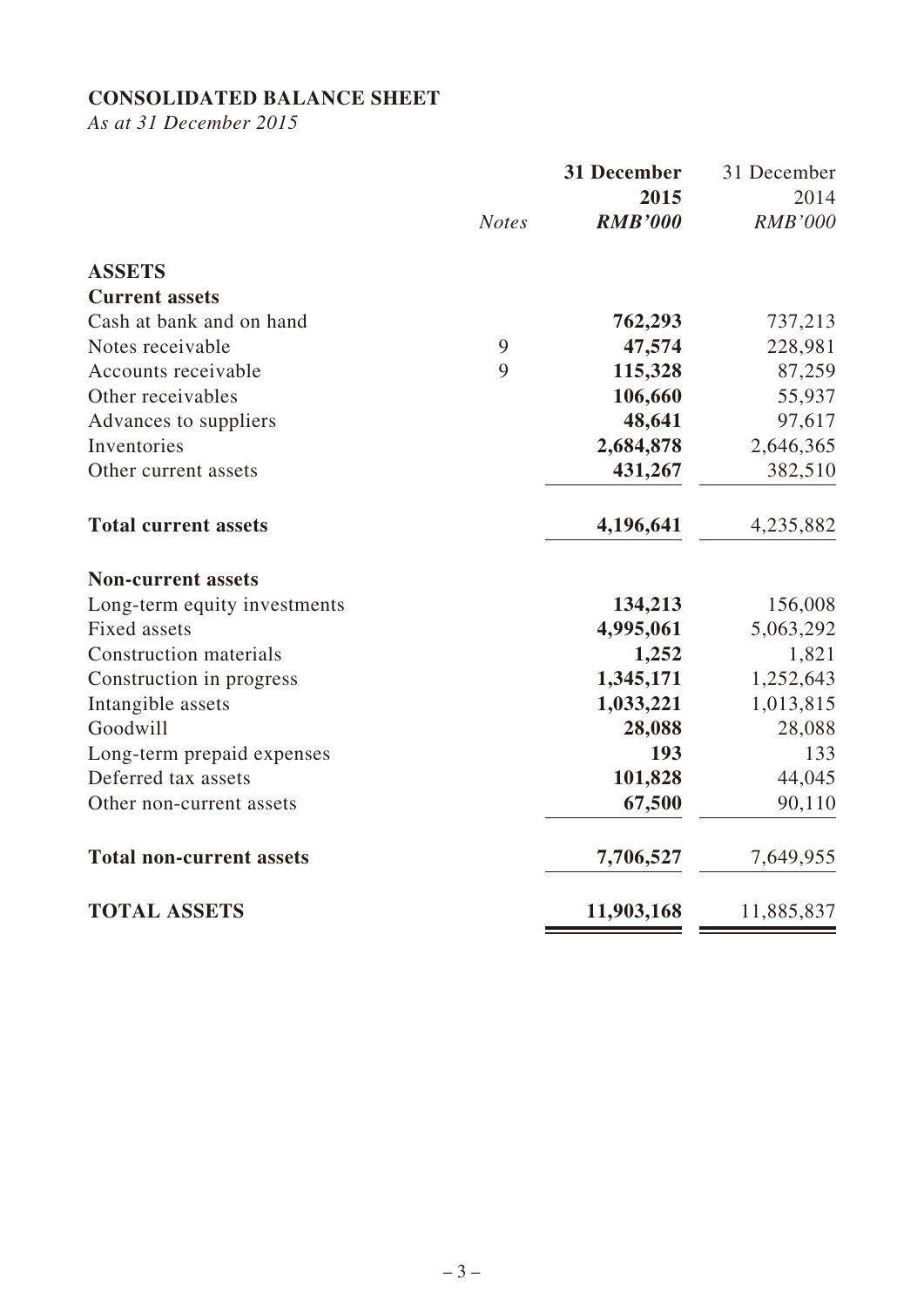# CONSOLIDATED BALANCE SHEET

*As at 31 December 2015*

| | *Notes* | **31 December 2015** ***RMB'000*** | 31 December 2014 *RMB'000* |
|---|---|---|---|
| **ASSETS** | | | |
| **Current assets** | | | |
| Cash at bank and on hand | | **762,293** | 737,213 |
| Notes receivable | 9 | **47,574** | 228,981 |
| Accounts receivable | 9 | **115,328** | 87,259 |
| Other receivables | | **106,660** | 55,937 |
| Advances to suppliers | | **48,641** | 97,617 |
| Inventories | | **2,684,878** | 2,646,365 |
| Other current assets | | **431,267** | 382,510 |
| **Total current assets** | | **4,196,641** | 4,235,882 |
| **Non-current assets** | | | |
| Long-term equity investments | | **134,213** | 156,008 |
| Fixed assets | | **4,995,061** | 5,063,292 |
| Construction materials | | **1,252** | 1,821 |
| Construction in progress | | **1,345,171** | 1,252,643 |
| Intangible assets | | **1,033,221** | 1,013,815 |
| Goodwill | | **28,088** | 28,088 |
| Long-term prepaid expenses | | **193** | 133 |
| Deferred tax assets | | **101,828** | 44,045 |
| Other non-current assets | | **67,500** | 90,110 |
| **Total non-current assets** | | **7,706,527** | 7,649,955 |
| **TOTAL ASSETS** | | **11,903,168** | 11,885,837 |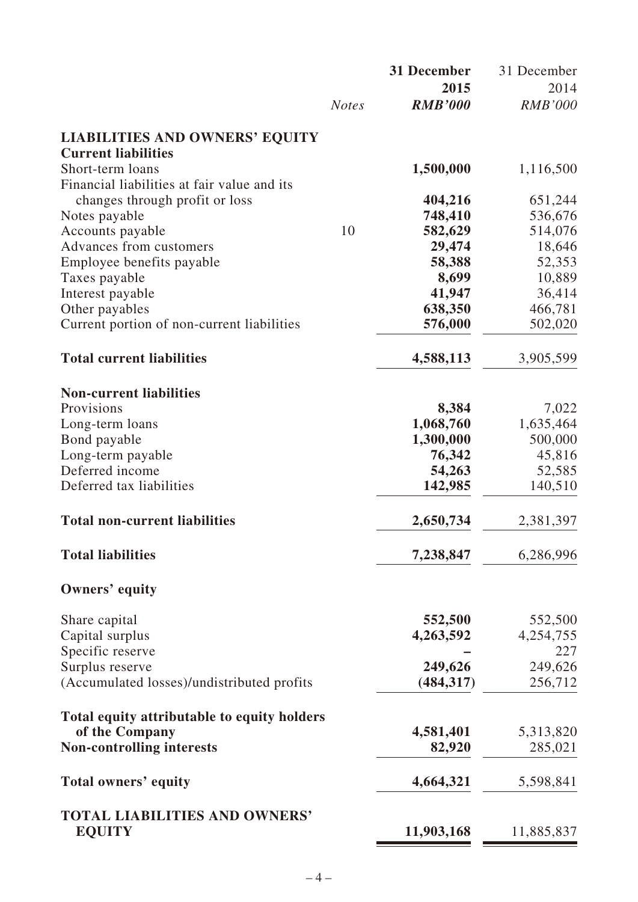| | *Notes* | **31 December 2015** ***RMB'000*** | 31 December 2014 *RMB'000* |
|---|---|---|---|
| **LIABILITIES AND OWNERS' EQUITY** | | | |
| **Current liabilities** | | | |
| Short-term loans | | **1,500,000** | 1,116,500 |
| Financial liabilities at fair value and its changes through profit or loss | | **404,216** | 651,244 |
| Notes payable | | **748,410** | 536,676 |
| Accounts payable | 10 | **582,629** | 514,076 |
| Advances from customers | | **29,474** | 18,646 |
| Employee benefits payable | | **58,388** | 52,353 |
| Taxes payable | | **8,699** | 10,889 |
| Interest payable | | **41,947** | 36,414 |
| Other payables | | **638,350** | 466,781 |
| Current portion of non-current liabilities | | **576,000** | 502,020 |
| **Total current liabilities** | | **4,588,113** | 3,905,599 |
| **Non-current liabilities** | | | |
| Provisions | | **8,384** | 7,022 |
| Long-term loans | | **1,068,760** | 1,635,464 |
| Bond payable | | **1,300,000** | 500,000 |
| Long-term payable | | **76,342** | 45,816 |
| Deferred income | | **54,263** | 52,585 |
| Deferred tax liabilities | | **142,985** | 140,510 |
| **Total non-current liabilities** | | **2,650,734** | 2,381,397 |
| **Total liabilities** | | **7,238,847** | 6,286,996 |
| **Owners' equity** | | | |
| Share capital | | **552,500** | 552,500 |
| Capital surplus | | **4,263,592** | 4,254,755 |
| Specific reserve | | **–** | 227 |
| Surplus reserve | | **249,626** | 249,626 |
| (Accumulated losses)/undistributed profits | | **(484,317)** | 256,712 |
| **Total equity attributable to equity holders of the Company** | | **4,581,401** | 5,313,820 |
| **Non-controlling interests** | | **82,920** | 285,021 |
| **Total owners' equity** | | **4,664,321** | 5,598,841 |
| **TOTAL LIABILITIES AND OWNERS' EQUITY** | | **11,903,168** | 11,885,837 |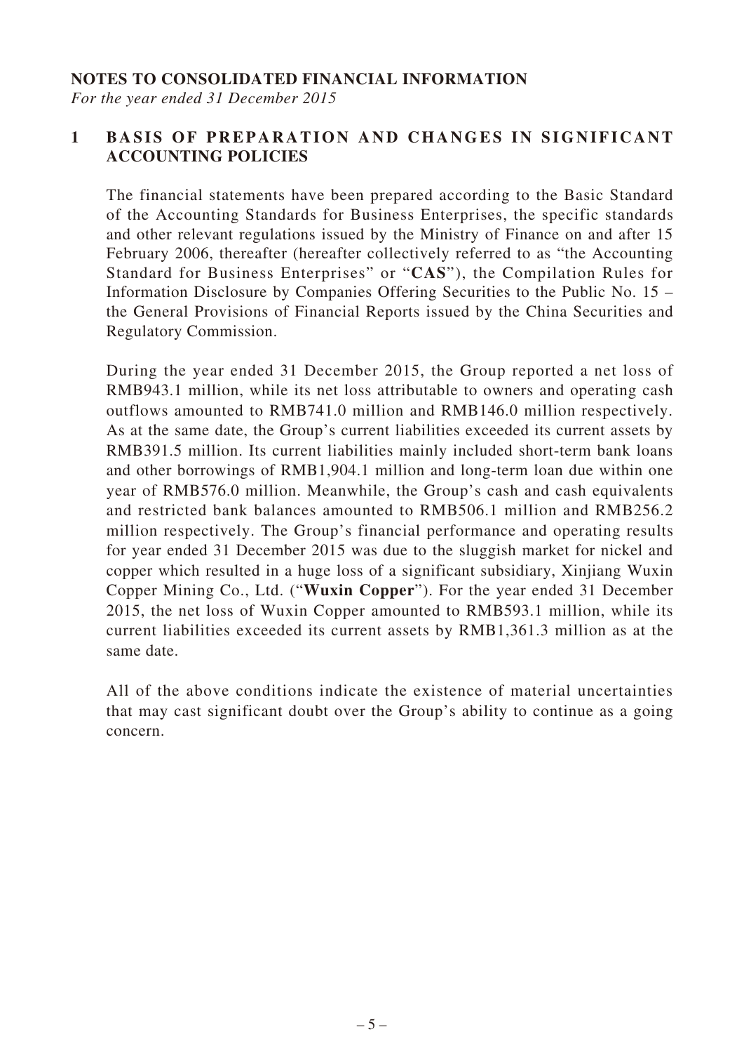**NOTES TO CONSOLIDATED FINANCIAL INFORMATION**

*For the year ended 31 December 2015*

## 1 BASIS OF PREPARATION AND CHANGES IN SIGNIFICANT ACCOUNTING POLICIES

The financial statements have been prepared according to the Basic Standard of the Accounting Standards for Business Enterprises, the specific standards and other relevant regulations issued by the Ministry of Finance on and after 15 February 2006, thereafter (hereafter collectively referred to as "the Accounting Standard for Business Enterprises" or "**CAS**"), the Compilation Rules for Information Disclosure by Companies Offering Securities to the Public No. 15 – the General Provisions of Financial Reports issued by the China Securities and Regulatory Commission.

During the year ended 31 December 2015, the Group reported a net loss of RMB943.1 million, while its net loss attributable to owners and operating cash outflows amounted to RMB741.0 million and RMB146.0 million respectively. As at the same date, the Group's current liabilities exceeded its current assets by RMB391.5 million. Its current liabilities mainly included short-term bank loans and other borrowings of RMB1,904.1 million and long-term loan due within one year of RMB576.0 million. Meanwhile, the Group's cash and cash equivalents and restricted bank balances amounted to RMB506.1 million and RMB256.2 million respectively. The Group's financial performance and operating results for year ended 31 December 2015 was due to the sluggish market for nickel and copper which resulted in a huge loss of a significant subsidiary, Xinjiang Wuxin Copper Mining Co., Ltd. ("**Wuxin Copper**"). For the year ended 31 December 2015, the net loss of Wuxin Copper amounted to RMB593.1 million, while its current liabilities exceeded its current assets by RMB1,361.3 million as at the same date.

All of the above conditions indicate the existence of material uncertainties that may cast significant doubt over the Group's ability to continue as a going concern.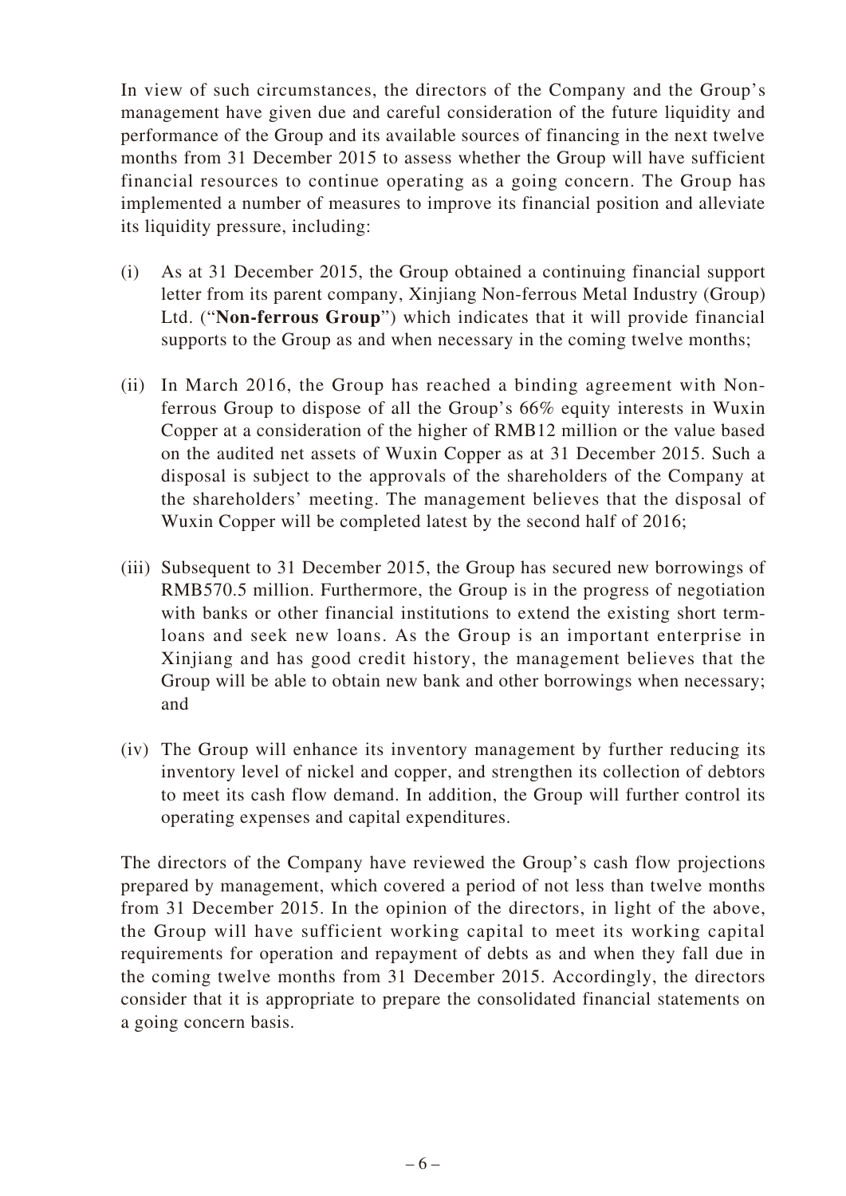In view of such circumstances, the directors of the Company and the Group's management have given due and careful consideration of the future liquidity and performance of the Group and its available sources of financing in the next twelve months from 31 December 2015 to assess whether the Group will have sufficient financial resources to continue operating as a going concern. The Group has implemented a number of measures to improve its financial position and alleviate its liquidity pressure, including:

(i) As at 31 December 2015, the Group obtained a continuing financial support letter from its parent company, Xinjiang Non-ferrous Metal Industry (Group) Ltd. ("**Non-ferrous Group**") which indicates that it will provide financial supports to the Group as and when necessary in the coming twelve months;

(ii) In March 2016, the Group has reached a binding agreement with Non-ferrous Group to dispose of all the Group's 66% equity interests in Wuxin Copper at a consideration of the higher of RMB12 million or the value based on the audited net assets of Wuxin Copper as at 31 December 2015. Such a disposal is subject to the approvals of the shareholders of the Company at the shareholders' meeting. The management believes that the disposal of Wuxin Copper will be completed latest by the second half of 2016;

(iii) Subsequent to 31 December 2015, the Group has secured new borrowings of RMB570.5 million. Furthermore, the Group is in the progress of negotiation with banks or other financial institutions to extend the existing short term-loans and seek new loans. As the Group is an important enterprise in Xinjiang and has good credit history, the management believes that the Group will be able to obtain new bank and other borrowings when necessary; and

(iv) The Group will enhance its inventory management by further reducing its inventory level of nickel and copper, and strengthen its collection of debtors to meet its cash flow demand. In addition, the Group will further control its operating expenses and capital expenditures.

The directors of the Company have reviewed the Group's cash flow projections prepared by management, which covered a period of not less than twelve months from 31 December 2015. In the opinion of the directors, in light of the above, the Group will have sufficient working capital to meet its working capital requirements for operation and repayment of debts as and when they fall due in the coming twelve months from 31 December 2015. Accordingly, the directors consider that it is appropriate to prepare the consolidated financial statements on a going concern basis.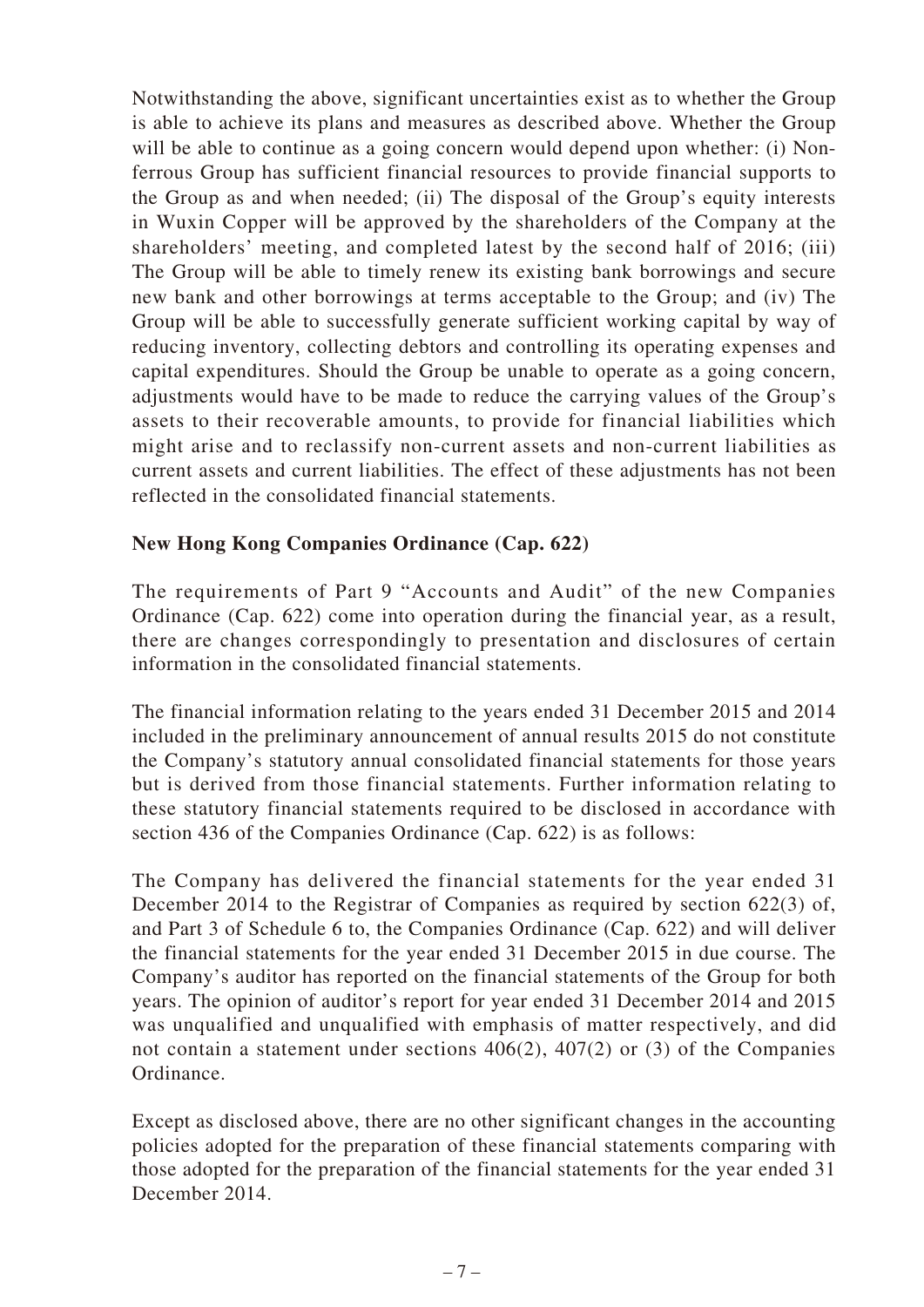Notwithstanding the above, significant uncertainties exist as to whether the Group is able to achieve its plans and measures as described above. Whether the Group will be able to continue as a going concern would depend upon whether: (i) Non-ferrous Group has sufficient financial resources to provide financial supports to the Group as and when needed; (ii) The disposal of the Group's equity interests in Wuxin Copper will be approved by the shareholders of the Company at the shareholders' meeting, and completed latest by the second half of 2016; (iii) The Group will be able to timely renew its existing bank borrowings and secure new bank and other borrowings at terms acceptable to the Group; and (iv) The Group will be able to successfully generate sufficient working capital by way of reducing inventory, collecting debtors and controlling its operating expenses and capital expenditures. Should the Group be unable to operate as a going concern, adjustments would have to be made to reduce the carrying values of the Group's assets to their recoverable amounts, to provide for financial liabilities which might arise and to reclassify non-current assets and non-current liabilities as current assets and current liabilities. The effect of these adjustments has not been reflected in the consolidated financial statements.

**New Hong Kong Companies Ordinance (Cap. 622)**

The requirements of Part 9 "Accounts and Audit" of the new Companies Ordinance (Cap. 622) come into operation during the financial year, as a result, there are changes correspondingly to presentation and disclosures of certain information in the consolidated financial statements.

The financial information relating to the years ended 31 December 2015 and 2014 included in the preliminary announcement of annual results 2015 do not constitute the Company's statutory annual consolidated financial statements for those years but is derived from those financial statements. Further information relating to these statutory financial statements required to be disclosed in accordance with section 436 of the Companies Ordinance (Cap. 622) is as follows:

The Company has delivered the financial statements for the year ended 31 December 2014 to the Registrar of Companies as required by section 622(3) of, and Part 3 of Schedule 6 to, the Companies Ordinance (Cap. 622) and will deliver the financial statements for the year ended 31 December 2015 in due course. The Company's auditor has reported on the financial statements of the Group for both years. The opinion of auditor's report for year ended 31 December 2014 and 2015 was unqualified and unqualified with emphasis of matter respectively, and did not contain a statement under sections 406(2), 407(2) or (3) of the Companies Ordinance.

Except as disclosed above, there are no other significant changes in the accounting policies adopted for the preparation of these financial statements comparing with those adopted for the preparation of the financial statements for the year ended 31 December 2014.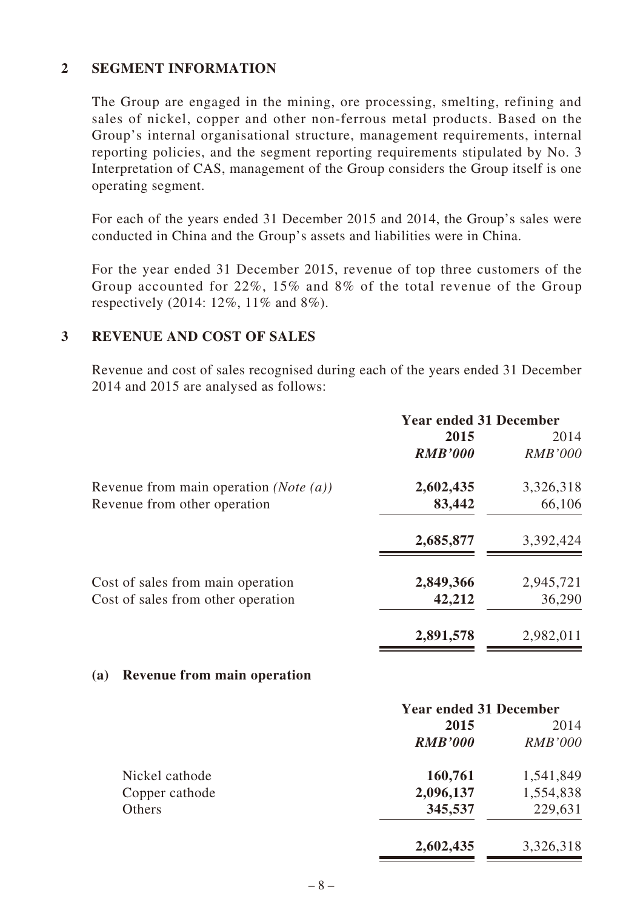## 2 SEGMENT INFORMATION

The Group are engaged in the mining, ore processing, smelting, refining and sales of nickel, copper and other non-ferrous metal products. Based on the Group's internal organisational structure, management requirements, internal reporting policies, and the segment reporting requirements stipulated by No. 3 Interpretation of CAS, management of the Group considers the Group itself is one operating segment.

For each of the years ended 31 December 2015 and 2014, the Group's sales were conducted in China and the Group's assets and liabilities were in China.

For the year ended 31 December 2015, revenue of top three customers of the Group accounted for 22%, 15% and 8% of the total revenue of the Group respectively (2014: 12%, 11% and 8%).

## 3 REVENUE AND COST OF SALES

Revenue and cost of sales recognised during each of the years ended 31 December 2014 and 2015 are analysed as follows:

| | Year ended 31 December | |
|---|---|---|
| | **2015** | 2014 |
| | ***RMB'000*** | *RMB'000* |
| Revenue from main operation *(Note (a))* | **2,602,435** | 3,326,318 |
| Revenue from other operation | **83,442** | 66,106 |
| | **2,685,877** | 3,392,424 |
| Cost of sales from main operation | **2,849,366** | 2,945,721 |
| Cost of sales from other operation | **42,212** | 36,290 |
| | **2,891,578** | 2,982,011 |

### (a) Revenue from main operation

| | Year ended 31 December | |
|---|---|---|
| | **2015** | 2014 |
| | ***RMB'000*** | *RMB'000* |
| Nickel cathode | **160,761** | 1,541,849 |
| Copper cathode | **2,096,137** | 1,554,838 |
| Others | **345,537** | 229,631 |
| | **2,602,435** | 3,326,318 |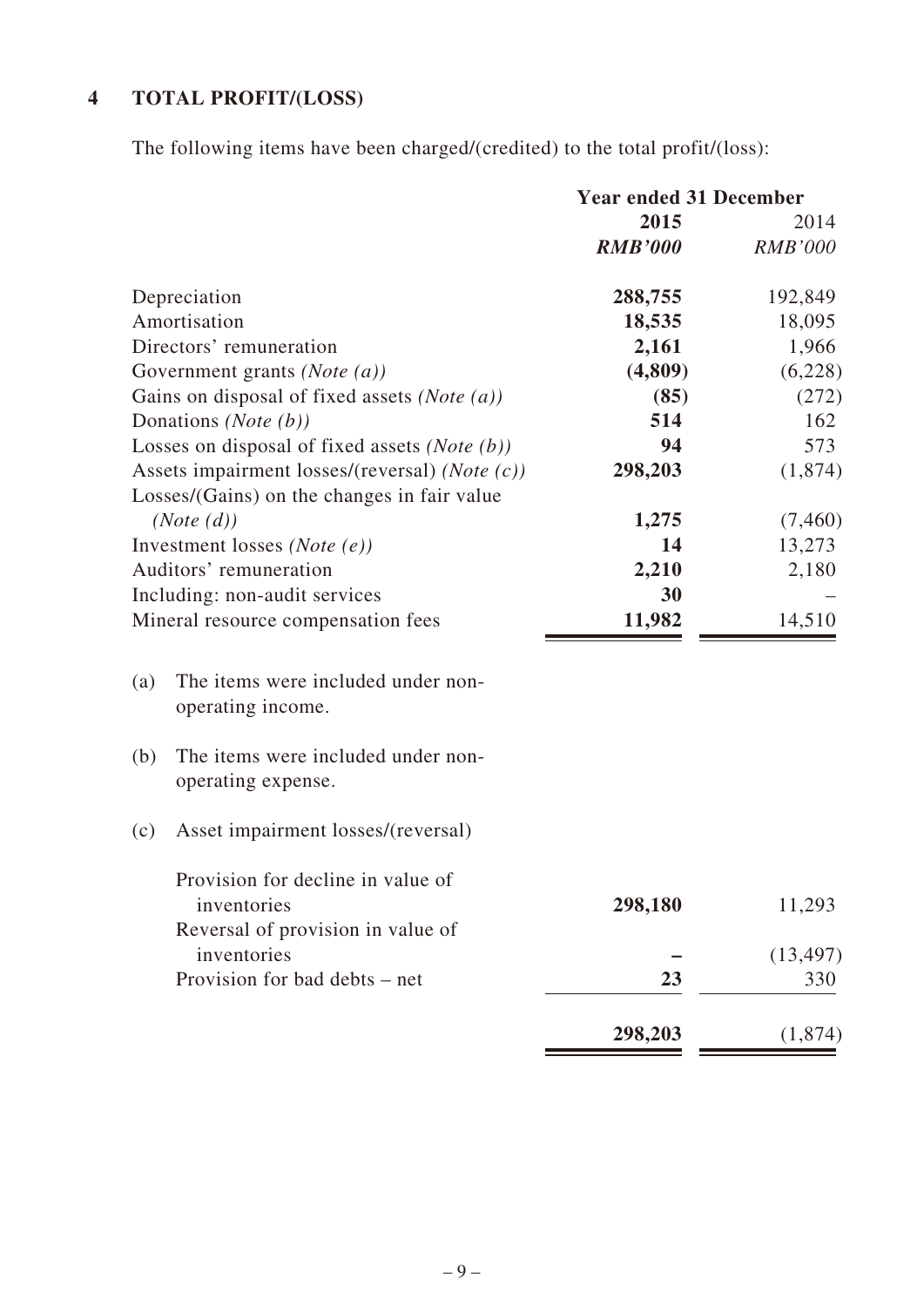## 4 TOTAL PROFIT/(LOSS)

The following items have been charged/(credited) to the total profit/(loss):

| | Year ended 31 December | |
|---|---|---|
| | **2015** | 2014 |
| | ***RMB'000*** | *RMB'000* |
| Depreciation | **288,755** | 192,849 |
| Amortisation | **18,535** | 18,095 |
| Directors' remuneration | **2,161** | 1,966 |
| Government grants *(Note (a))* | **(4,809)** | (6,228) |
| Gains on disposal of fixed assets *(Note (a))* | **(85)** | (272) |
| Donations *(Note (b))* | **514** | 162 |
| Losses on disposal of fixed assets *(Note (b))* | **94** | 573 |
| Assets impairment losses/(reversal) *(Note (c))* | **298,203** | (1,874) |
| Losses/(Gains) on the changes in fair value *(Note (d))* | **1,275** | (7,460) |
| Investment losses *(Note (e))* | **14** | 13,273 |
| Auditors' remuneration | **2,210** | 2,180 |
| Including: non-audit services | **30** | – |
| Mineral resource compensation fees | **11,982** | 14,510 |

(a) The items were included under non-operating income.

(b) The items were included under non-operating expense.

(c) Asset impairment losses/(reversal)

| | 2015 | 2014 |
|---|---|---|
| Provision for decline in value of inventories | **298,180** | 11,293 |
| Reversal of provision in value of inventories | **–** | (13,497) |
| Provision for bad debts – net | **23** | 330 |
| | **298,203** | (1,874) |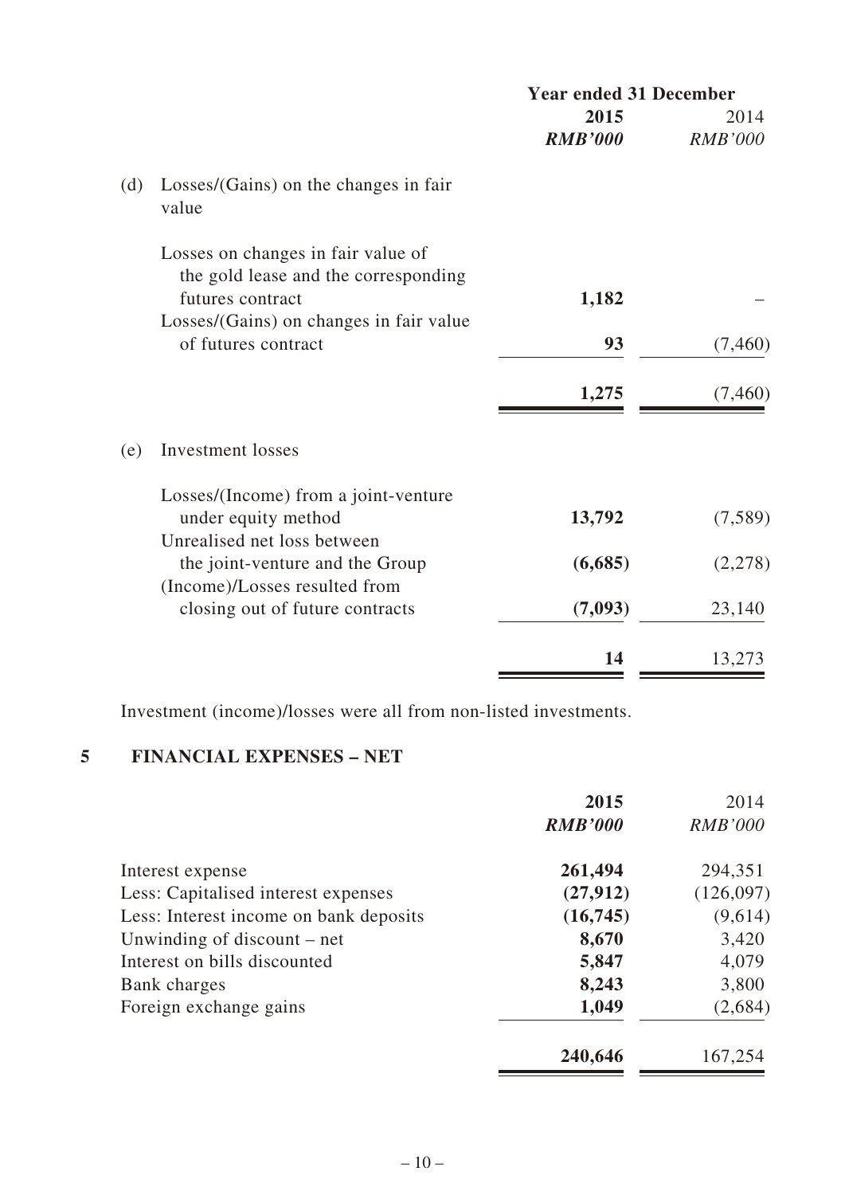| | Year ended 31 December | |
|---|---|---|
| | **2015** | 2014 |
| | ***RMB'000*** | *RMB'000* |
| (d) Losses/(Gains) on the changes in fair value | | |
| Losses on changes in fair value of the gold lease and the corresponding futures contract | **1,182** | – |
| Losses/(Gains) on changes in fair value of futures contract | **93** | (7,460) |
| | **1,275** | (7,460) |
| (e) Investment losses | | |
| Losses/(Income) from a joint-venture under equity method | **13,792** | (7,589) |
| Unrealised net loss between the joint-venture and the Group | **(6,685)** | (2,278) |
| (Income)/Losses resulted from closing out of future contracts | **(7,093)** | 23,140 |
| | **14** | 13,273 |

Investment (income)/losses were all from non-listed investments.

## 5 FINANCIAL EXPENSES – NET

| | **2015** | 2014 |
|---|---|---|
| | ***RMB'000*** | *RMB'000* |
| Interest expense | **261,494** | 294,351 |
| Less: Capitalised interest expenses | **(27,912)** | (126,097) |
| Less: Interest income on bank deposits | **(16,745)** | (9,614) |
| Unwinding of discount – net | **8,670** | 3,420 |
| Interest on bills discounted | **5,847** | 4,079 |
| Bank charges | **8,243** | 3,800 |
| Foreign exchange gains | **1,049** | (2,684) |
| | **240,646** | 167,254 |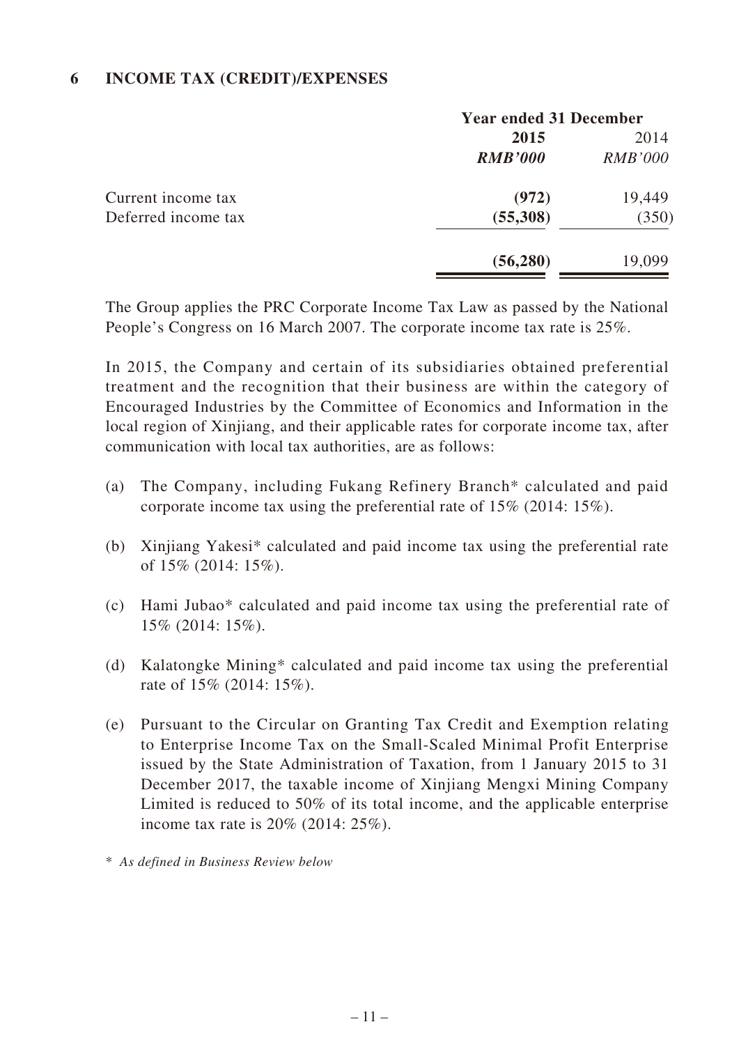## 6 INCOME TAX (CREDIT)/EXPENSES

| | Year ended 31 December | |
|---|---|---|
| | **2015** | 2014 |
| | ***RMB'000*** | *RMB'000* |
| Current income tax | **(972)** | 19,449 |
| Deferred income tax | **(55,308)** | (350) |
| | **(56,280)** | 19,099 |

The Group applies the PRC Corporate Income Tax Law as passed by the National People's Congress on 16 March 2007. The corporate income tax rate is 25%.

In 2015, the Company and certain of its subsidiaries obtained preferential treatment and the recognition that their business are within the category of Encouraged Industries by the Committee of Economics and Information in the local region of Xinjiang, and their applicable rates for corporate income tax, after communication with local tax authorities, are as follows:

(a) The Company, including Fukang Refinery Branch* calculated and paid corporate income tax using the preferential rate of 15% (2014: 15%).

(b) Xinjiang Yakesi* calculated and paid income tax using the preferential rate of 15% (2014: 15%).

(c) Hami Jubao* calculated and paid income tax using the preferential rate of 15% (2014: 15%).

(d) Kalatongke Mining* calculated and paid income tax using the preferential rate of 15% (2014: 15%).

(e) Pursuant to the Circular on Granting Tax Credit and Exemption relating to Enterprise Income Tax on the Small-Scaled Minimal Profit Enterprise issued by the State Administration of Taxation, from 1 January 2015 to 31 December 2017, the taxable income of Xinjiang Mengxi Mining Company Limited is reduced to 50% of its total income, and the applicable enterprise income tax rate is 20% (2014: 25%).

\* *As defined in Business Review below*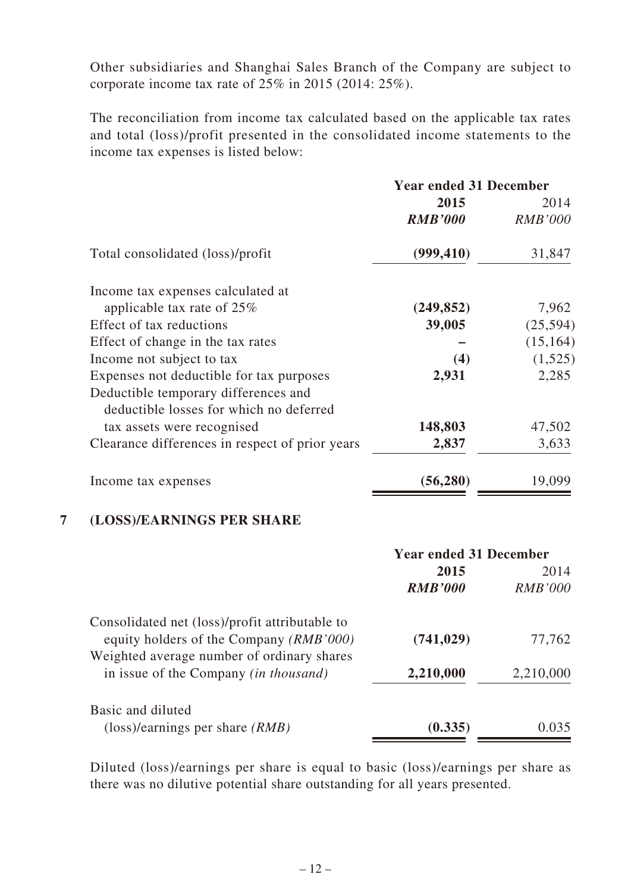Other subsidiaries and Shanghai Sales Branch of the Company are subject to corporate income tax rate of 25% in 2015 (2014: 25%).

The reconciliation from income tax calculated based on the applicable tax rates and total (loss)/profit presented in the consolidated income statements to the income tax expenses is listed below:

| | Year ended 31 December | |
|---|---|---|
| | **2015** | 2014 |
| | ***RMB'000*** | *RMB'000* |
| Total consolidated (loss)/profit | **(999,410)** | 31,847 |
| Income tax expenses calculated at applicable tax rate of 25% | **(249,852)** | 7,962 |
| Effect of tax reductions | **39,005** | (25,594) |
| Effect of change in the tax rates | **–** | (15,164) |
| Income not subject to tax | **(4)** | (1,525) |
| Expenses not deductible for tax purposes | **2,931** | 2,285 |
| Deductible temporary differences and deductible losses for which no deferred tax assets were recognised | **148,803** | 47,502 |
| Clearance differences in respect of prior years | **2,837** | 3,633 |
| Income tax expenses | **(56,280)** | 19,099 |

## 7 (LOSS)/EARNINGS PER SHARE

| | Year ended 31 December | |
|---|---|---|
| | **2015** | 2014 |
| | ***RMB'000*** | *RMB'000* |
| Consolidated net (loss)/profit attributable to equity holders of the Company *(RMB'000)* | **(741,029)** | 77,762 |
| Weighted average number of ordinary shares in issue of the Company *(in thousand)* | **2,210,000** | 2,210,000 |
| Basic and diluted (loss)/earnings per share *(RMB)* | **(0.335)** | 0.035 |

Diluted (loss)/earnings per share is equal to basic (loss)/earnings per share as there was no dilutive potential share outstanding for all years presented.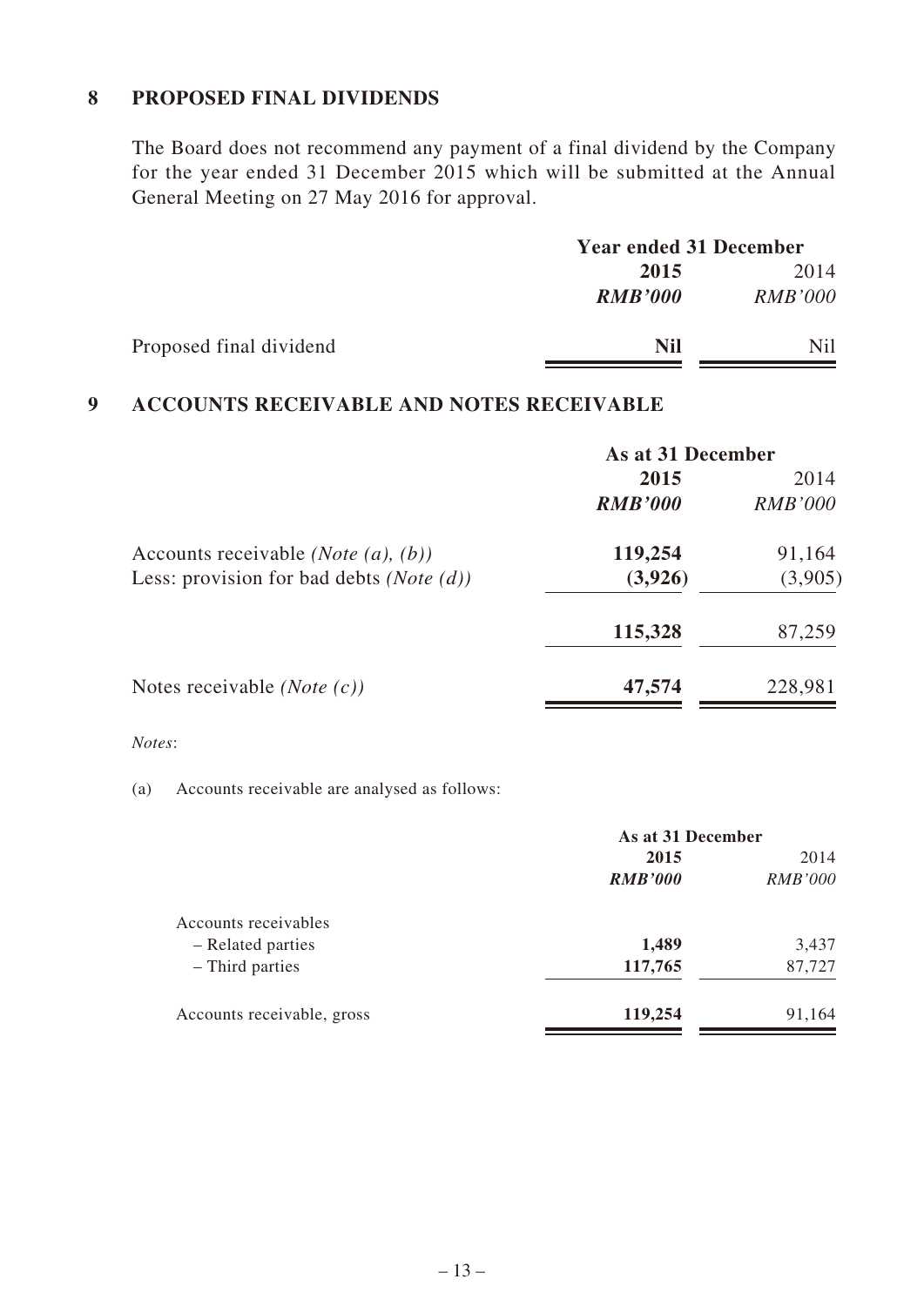## 8 PROPOSED FINAL DIVIDENDS

The Board does not recommend any payment of a final dividend by the Company for the year ended 31 December 2015 which will be submitted at the Annual General Meeting on 27 May 2016 for approval.

| | Year ended 31 December | |
|---|---|---|
| | **2015** | 2014 |
| | ***RMB'000*** | *RMB'000* |
| Proposed final dividend | **Nil** | Nil |

## 9 ACCOUNTS RECEIVABLE AND NOTES RECEIVABLE

| | As at 31 December | |
|---|---|---|
| | **2015** | 2014 |
| | ***RMB'000*** | *RMB'000* |
| Accounts receivable *(Note (a), (b))* | **119,254** | 91,164 |
| Less: provision for bad debts *(Note (d))* | **(3,926)** | (3,905) |
| | **115,328** | 87,259 |
| Notes receivable *(Note (c))* | **47,574** | 228,981 |

*Notes*:

(a) Accounts receivable are analysed as follows:

| | As at 31 December | |
|---|---|---|
| | **2015** | 2014 |
| | ***RMB'000*** | *RMB'000* |
| Accounts receivables | | |
| – Related parties | **1,489** | 3,437 |
| – Third parties | **117,765** | 87,727 |
| Accounts receivable, gross | **119,254** | 91,164 |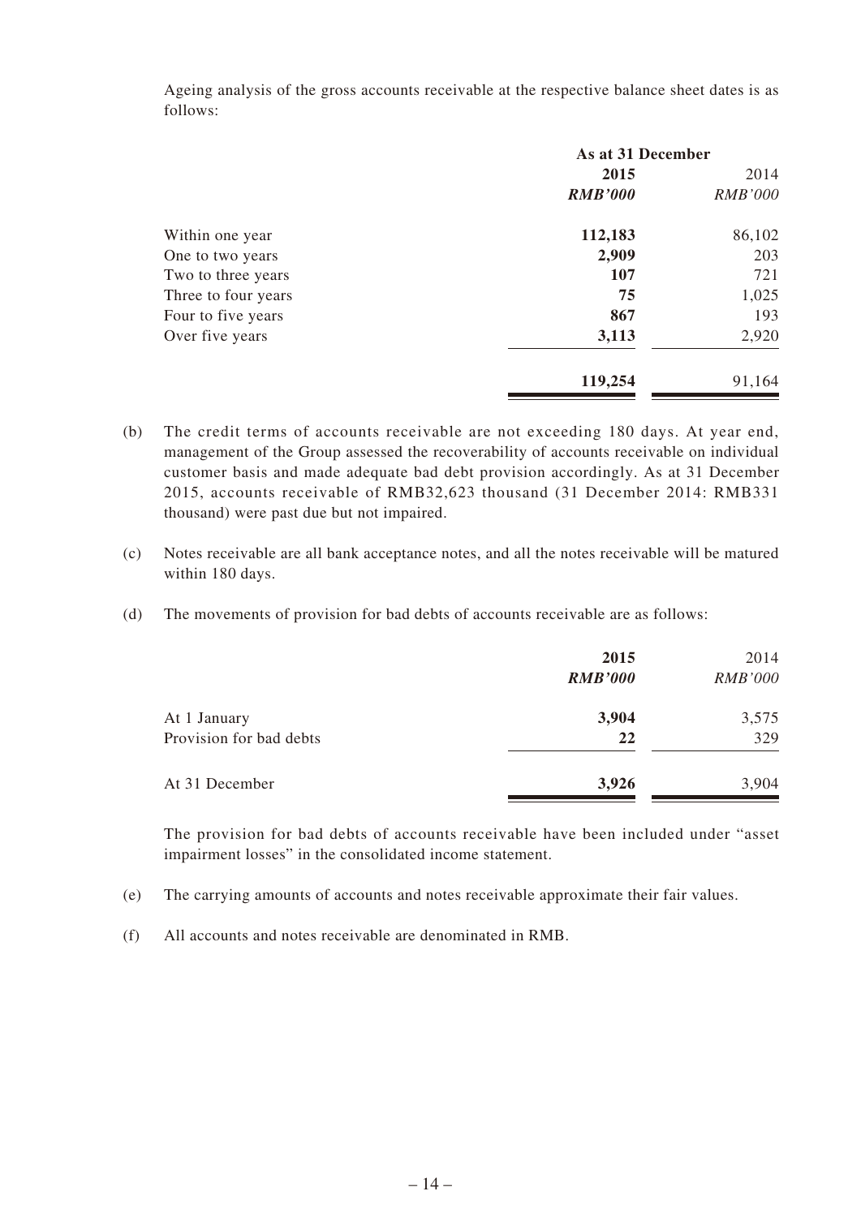Ageing analysis of the gross accounts receivable at the respective balance sheet dates is as follows:

| | As at 31 December | |
|---|---|---|
| | **2015** | 2014 |
| | ***RMB'000*** | *RMB'000* |
| Within one year | **112,183** | 86,102 |
| One to two years | **2,909** | 203 |
| Two to three years | **107** | 721 |
| Three to four years | **75** | 1,025 |
| Four to five years | **867** | 193 |
| Over five years | **3,113** | 2,920 |
| | **119,254** | 91,164 |

(b) The credit terms of accounts receivable are not exceeding 180 days. At year end, management of the Group assessed the recoverability of accounts receivable on individual customer basis and made adequate bad debt provision accordingly. As at 31 December 2015, accounts receivable of RMB32,623 thousand (31 December 2014: RMB331 thousand) were past due but not impaired.

(c) Notes receivable are all bank acceptance notes, and all the notes receivable will be matured within 180 days.

(d) The movements of provision for bad debts of accounts receivable are as follows:

| | **2015** | 2014 |
|---|---|---|
| | ***RMB'000*** | *RMB'000* |
| At 1 January | **3,904** | 3,575 |
| Provision for bad debts | **22** | 329 |
| At 31 December | **3,926** | 3,904 |

The provision for bad debts of accounts receivable have been included under "asset impairment losses" in the consolidated income statement.

(e) The carrying amounts of accounts and notes receivable approximate their fair values.

(f) All accounts and notes receivable are denominated in RMB.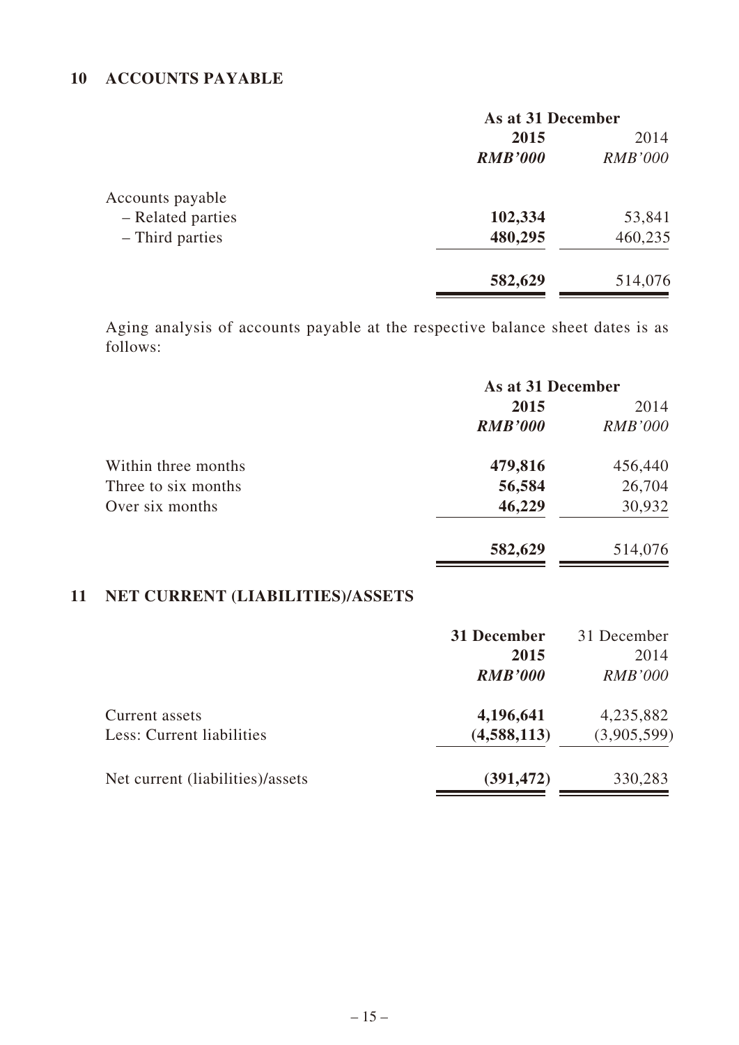## 10 ACCOUNTS PAYABLE

| | As at 31 December | |
|---|---|---|
| | **2015** | 2014 |
| | ***RMB'000*** | *RMB'000* |
| Accounts payable | | |
| – Related parties | **102,334** | 53,841 |
| – Third parties | **480,295** | 460,235 |
| | **582,629** | 514,076 |

Aging analysis of accounts payable at the respective balance sheet dates is as follows:

| | As at 31 December | |
|---|---|---|
| | **2015** | 2014 |
| | ***RMB'000*** | *RMB'000* |
| Within three months | **479,816** | 456,440 |
| Three to six months | **56,584** | 26,704 |
| Over six months | **46,229** | 30,932 |
| | **582,629** | 514,076 |

## 11 NET CURRENT (LIABILITIES)/ASSETS

| | **31 December 2015** | 31 December 2014 |
|---|---|---|
| | ***RMB'000*** | *RMB'000* |
| Current assets | **4,196,641** | 4,235,882 |
| Less: Current liabilities | **(4,588,113)** | (3,905,599) |
| Net current (liabilities)/assets | **(391,472)** | 330,283 |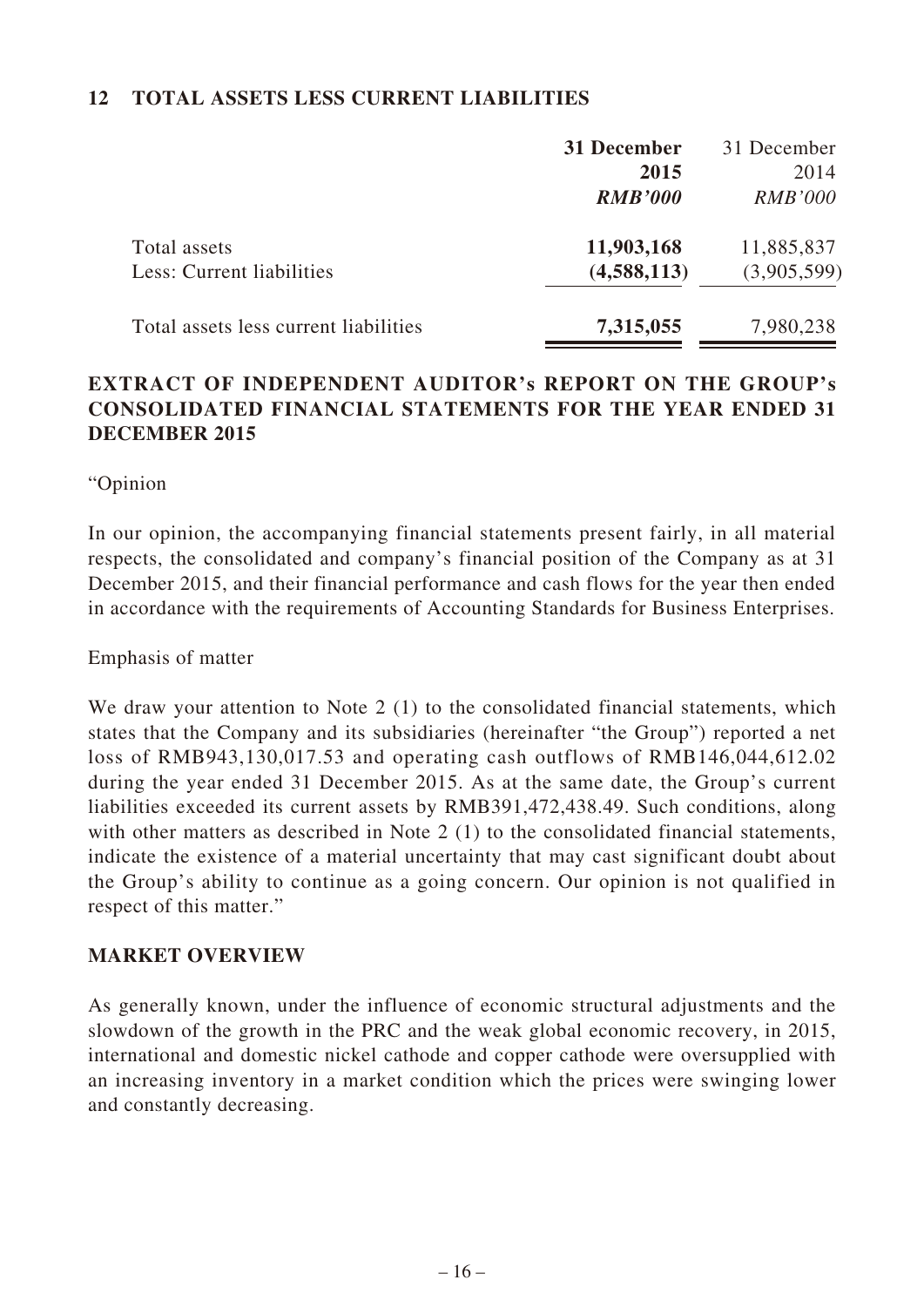## 12 TOTAL ASSETS LESS CURRENT LIABILITIES

| | **31 December 2015** | 31 December 2014 |
|---|---|---|
| | ***RMB'000*** | *RMB'000* |
| Total assets | **11,903,168** | 11,885,837 |
| Less: Current liabilities | **(4,588,113)** | (3,905,599) |
| Total assets less current liabilities | **7,315,055** | 7,980,238 |

## EXTRACT OF INDEPENDENT AUDITOR's REPORT ON THE GROUP's CONSOLIDATED FINANCIAL STATEMENTS FOR THE YEAR ENDED 31 DECEMBER 2015

"Opinion

In our opinion, the accompanying financial statements present fairly, in all material respects, the consolidated and company's financial position of the Company as at 31 December 2015, and their financial performance and cash flows for the year then ended in accordance with the requirements of Accounting Standards for Business Enterprises.

Emphasis of matter

We draw your attention to Note 2 (1) to the consolidated financial statements, which states that the Company and its subsidiaries (hereinafter "the Group") reported a net loss of RMB943,130,017.53 and operating cash outflows of RMB146,044,612.02 during the year ended 31 December 2015. As at the same date, the Group's current liabilities exceeded its current assets by RMB391,472,438.49. Such conditions, along with other matters as described in Note 2 (1) to the consolidated financial statements, indicate the existence of a material uncertainty that may cast significant doubt about the Group's ability to continue as a going concern. Our opinion is not qualified in respect of this matter."

## MARKET OVERVIEW

As generally known, under the influence of economic structural adjustments and the slowdown of the growth in the PRC and the weak global economic recovery, in 2015, international and domestic nickel cathode and copper cathode were oversupplied with an increasing inventory in a market condition which the prices were swinging lower and constantly decreasing.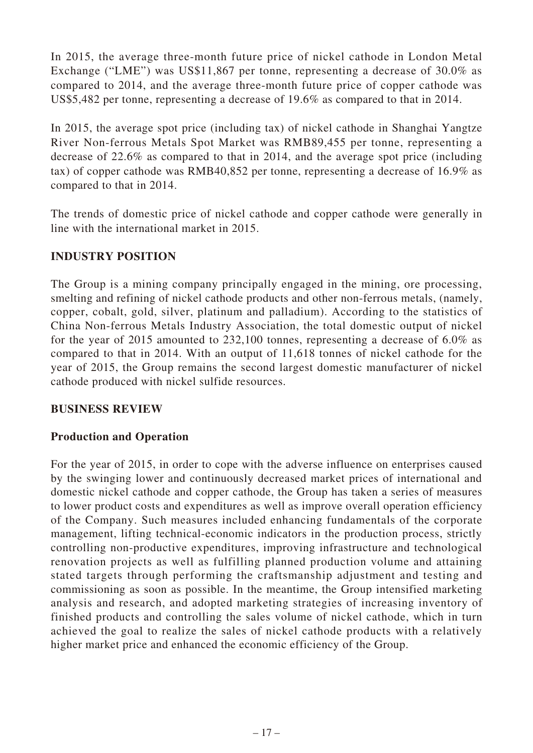In 2015, the average three-month future price of nickel cathode in London Metal Exchange ("LME") was US$11,867 per tonne, representing a decrease of 30.0% as compared to 2014, and the average three-month future price of copper cathode was US$5,482 per tonne, representing a decrease of 19.6% as compared to that in 2014.

In 2015, the average spot price (including tax) of nickel cathode in Shanghai Yangtze River Non-ferrous Metals Spot Market was RMB89,455 per tonne, representing a decrease of 22.6% as compared to that in 2014, and the average spot price (including tax) of copper cathode was RMB40,852 per tonne, representing a decrease of 16.9% as compared to that in 2014.

The trends of domestic price of nickel cathode and copper cathode were generally in line with the international market in 2015.

## INDUSTRY POSITION

The Group is a mining company principally engaged in the mining, ore processing, smelting and refining of nickel cathode products and other non-ferrous metals, (namely, copper, cobalt, gold, silver, platinum and palladium). According to the statistics of China Non-ferrous Metals Industry Association, the total domestic output of nickel for the year of 2015 amounted to 232,100 tonnes, representing a decrease of 6.0% as compared to that in 2014. With an output of 11,618 tonnes of nickel cathode for the year of 2015, the Group remains the second largest domestic manufacturer of nickel cathode produced with nickel sulfide resources.

## BUSINESS REVIEW

### Production and Operation

For the year of 2015, in order to cope with the adverse influence on enterprises caused by the swinging lower and continuously decreased market prices of international and domestic nickel cathode and copper cathode, the Group has taken a series of measures to lower product costs and expenditures as well as improve overall operation efficiency of the Company. Such measures included enhancing fundamentals of the corporate management, lifting technical-economic indicators in the production process, strictly controlling non-productive expenditures, improving infrastructure and technological renovation projects as well as fulfilling planned production volume and attaining stated targets through performing the craftsmanship adjustment and testing and commissioning as soon as possible. In the meantime, the Group intensified marketing analysis and research, and adopted marketing strategies of increasing inventory of finished products and controlling the sales volume of nickel cathode, which in turn achieved the goal to realize the sales of nickel cathode products with a relatively higher market price and enhanced the economic efficiency of the Group.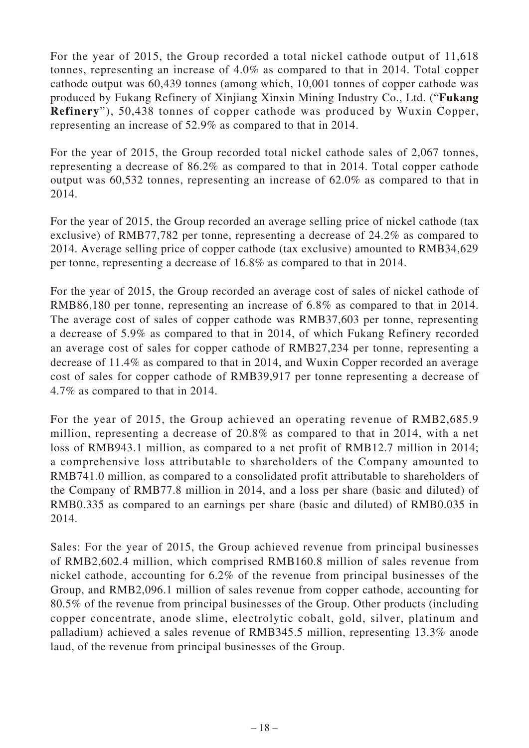For the year of 2015, the Group recorded a total nickel cathode output of 11,618 tonnes, representing an increase of 4.0% as compared to that in 2014. Total copper cathode output was 60,439 tonnes (among which, 10,001 tonnes of copper cathode was produced by Fukang Refinery of Xinjiang Xinxin Mining Industry Co., Ltd. ("**Fukang Refinery**"), 50,438 tonnes of copper cathode was produced by Wuxin Copper, representing an increase of 52.9% as compared to that in 2014.

For the year of 2015, the Group recorded total nickel cathode sales of 2,067 tonnes, representing a decrease of 86.2% as compared to that in 2014. Total copper cathode output was 60,532 tonnes, representing an increase of 62.0% as compared to that in 2014.

For the year of 2015, the Group recorded an average selling price of nickel cathode (tax exclusive) of RMB77,782 per tonne, representing a decrease of 24.2% as compared to 2014. Average selling price of copper cathode (tax exclusive) amounted to RMB34,629 per tonne, representing a decrease of 16.8% as compared to that in 2014.

For the year of 2015, the Group recorded an average cost of sales of nickel cathode of RMB86,180 per tonne, representing an increase of 6.8% as compared to that in 2014. The average cost of sales of copper cathode was RMB37,603 per tonne, representing a decrease of 5.9% as compared to that in 2014, of which Fukang Refinery recorded an average cost of sales for copper cathode of RMB27,234 per tonne, representing a decrease of 11.4% as compared to that in 2014, and Wuxin Copper recorded an average cost of sales for copper cathode of RMB39,917 per tonne representing a decrease of 4.7% as compared to that in 2014.

For the year of 2015, the Group achieved an operating revenue of RMB2,685.9 million, representing a decrease of 20.8% as compared to that in 2014, with a net loss of RMB943.1 million, as compared to a net profit of RMB12.7 million in 2014; a comprehensive loss attributable to shareholders of the Company amounted to RMB741.0 million, as compared to a consolidated profit attributable to shareholders of the Company of RMB77.8 million in 2014, and a loss per share (basic and diluted) of RMB0.335 as compared to an earnings per share (basic and diluted) of RMB0.035 in 2014.

Sales: For the year of 2015, the Group achieved revenue from principal businesses of RMB2,602.4 million, which comprised RMB160.8 million of sales revenue from nickel cathode, accounting for 6.2% of the revenue from principal businesses of the Group, and RMB2,096.1 million of sales revenue from copper cathode, accounting for 80.5% of the revenue from principal businesses of the Group. Other products (including copper concentrate, anode slime, electrolytic cobalt, gold, silver, platinum and palladium) achieved a sales revenue of RMB345.5 million, representing 13.3% anode laud, of the revenue from principal businesses of the Group.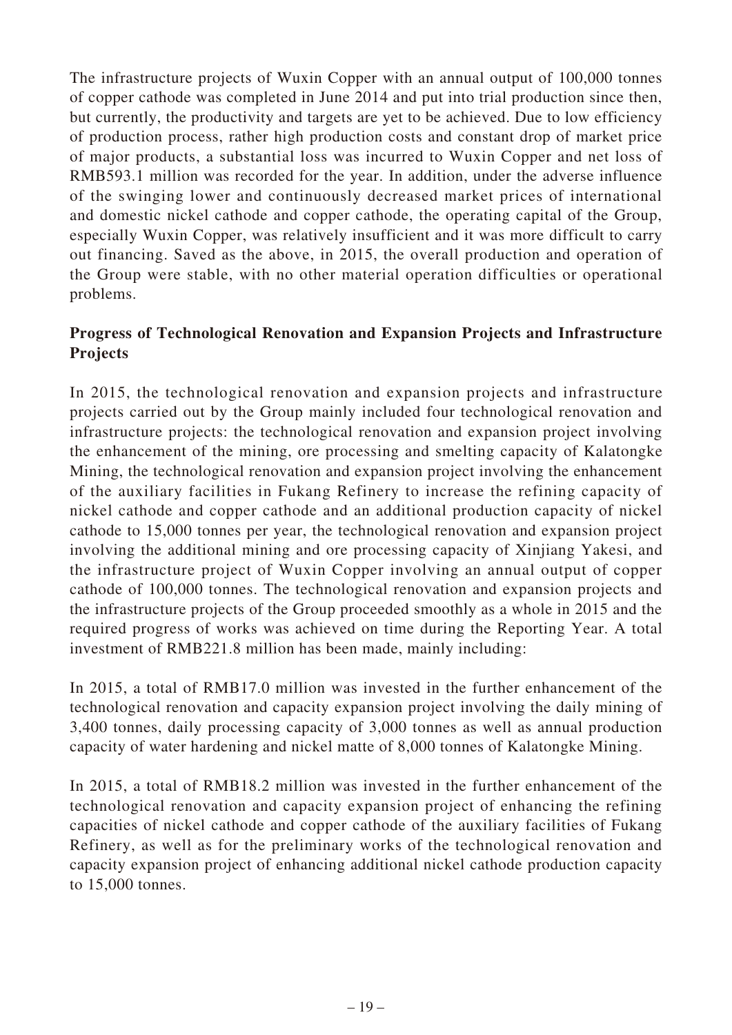The infrastructure projects of Wuxin Copper with an annual output of 100,000 tonnes of copper cathode was completed in June 2014 and put into trial production since then, but currently, the productivity and targets are yet to be achieved. Due to low efficiency of production process, rather high production costs and constant drop of market price of major products, a substantial loss was incurred to Wuxin Copper and net loss of RMB593.1 million was recorded for the year. In addition, under the adverse influence of the swinging lower and continuously decreased market prices of international and domestic nickel cathode and copper cathode, the operating capital of the Group, especially Wuxin Copper, was relatively insufficient and it was more difficult to carry out financing. Saved as the above, in 2015, the overall production and operation of the Group were stable, with no other material operation difficulties or operational problems.

**Progress of Technological Renovation and Expansion Projects and Infrastructure Projects**

In 2015, the technological renovation and expansion projects and infrastructure projects carried out by the Group mainly included four technological renovation and infrastructure projects: the technological renovation and expansion project involving the enhancement of the mining, ore processing and smelting capacity of Kalatongke Mining, the technological renovation and expansion project involving the enhancement of the auxiliary facilities in Fukang Refinery to increase the refining capacity of nickel cathode and copper cathode and an additional production capacity of nickel cathode to 15,000 tonnes per year, the technological renovation and expansion project involving the additional mining and ore processing capacity of Xinjiang Yakesi, and the infrastructure project of Wuxin Copper involving an annual output of copper cathode of 100,000 tonnes. The technological renovation and expansion projects and the infrastructure projects of the Group proceeded smoothly as a whole in 2015 and the required progress of works was achieved on time during the Reporting Year. A total investment of RMB221.8 million has been made, mainly including:

In 2015, a total of RMB17.0 million was invested in the further enhancement of the technological renovation and capacity expansion project involving the daily mining of 3,400 tonnes, daily processing capacity of 3,000 tonnes as well as annual production capacity of water hardening and nickel matte of 8,000 tonnes of Kalatongke Mining.

In 2015, a total of RMB18.2 million was invested in the further enhancement of the technological renovation and capacity expansion project of enhancing the refining capacities of nickel cathode and copper cathode of the auxiliary facilities of Fukang Refinery, as well as for the preliminary works of the technological renovation and capacity expansion project of enhancing additional nickel cathode production capacity to 15,000 tonnes.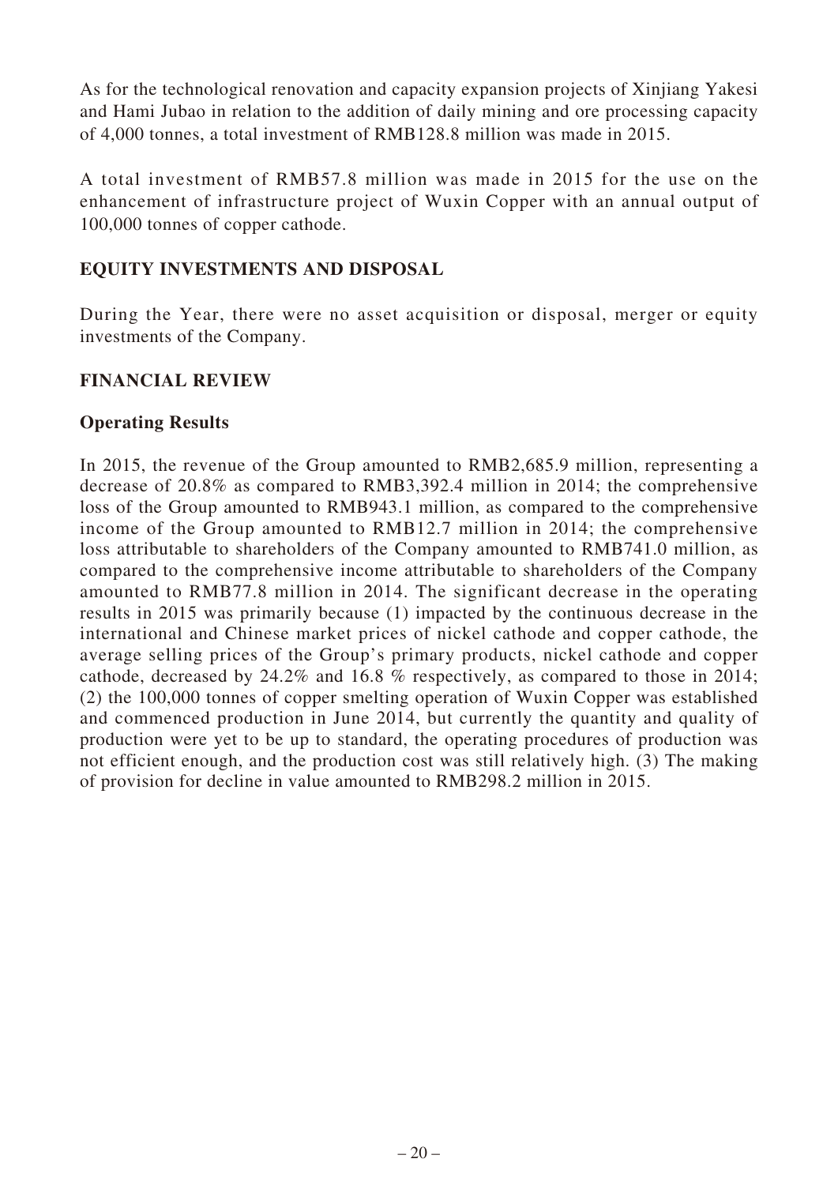As for the technological renovation and capacity expansion projects of Xinjiang Yakesi and Hami Jubao in relation to the addition of daily mining and ore processing capacity of 4,000 tonnes, a total investment of RMB128.8 million was made in 2015.

A total investment of RMB57.8 million was made in 2015 for the use on the enhancement of infrastructure project of Wuxin Copper with an annual output of 100,000 tonnes of copper cathode.

## EQUITY INVESTMENTS AND DISPOSAL

During the Year, there were no asset acquisition or disposal, merger or equity investments of the Company.

## FINANCIAL REVIEW

### Operating Results

In 2015, the revenue of the Group amounted to RMB2,685.9 million, representing a decrease of 20.8% as compared to RMB3,392.4 million in 2014; the comprehensive loss of the Group amounted to RMB943.1 million, as compared to the comprehensive income of the Group amounted to RMB12.7 million in 2014; the comprehensive loss attributable to shareholders of the Company amounted to RMB741.0 million, as compared to the comprehensive income attributable to shareholders of the Company amounted to RMB77.8 million in 2014. The significant decrease in the operating results in 2015 was primarily because (1) impacted by the continuous decrease in the international and Chinese market prices of nickel cathode and copper cathode, the average selling prices of the Group's primary products, nickel cathode and copper cathode, decreased by 24.2% and 16.8 % respectively, as compared to those in 2014; (2) the 100,000 tonnes of copper smelting operation of Wuxin Copper was established and commenced production in June 2014, but currently the quantity and quality of production were yet to be up to standard, the operating procedures of production was not efficient enough, and the production cost was still relatively high. (3) The making of provision for decline in value amounted to RMB298.2 million in 2015.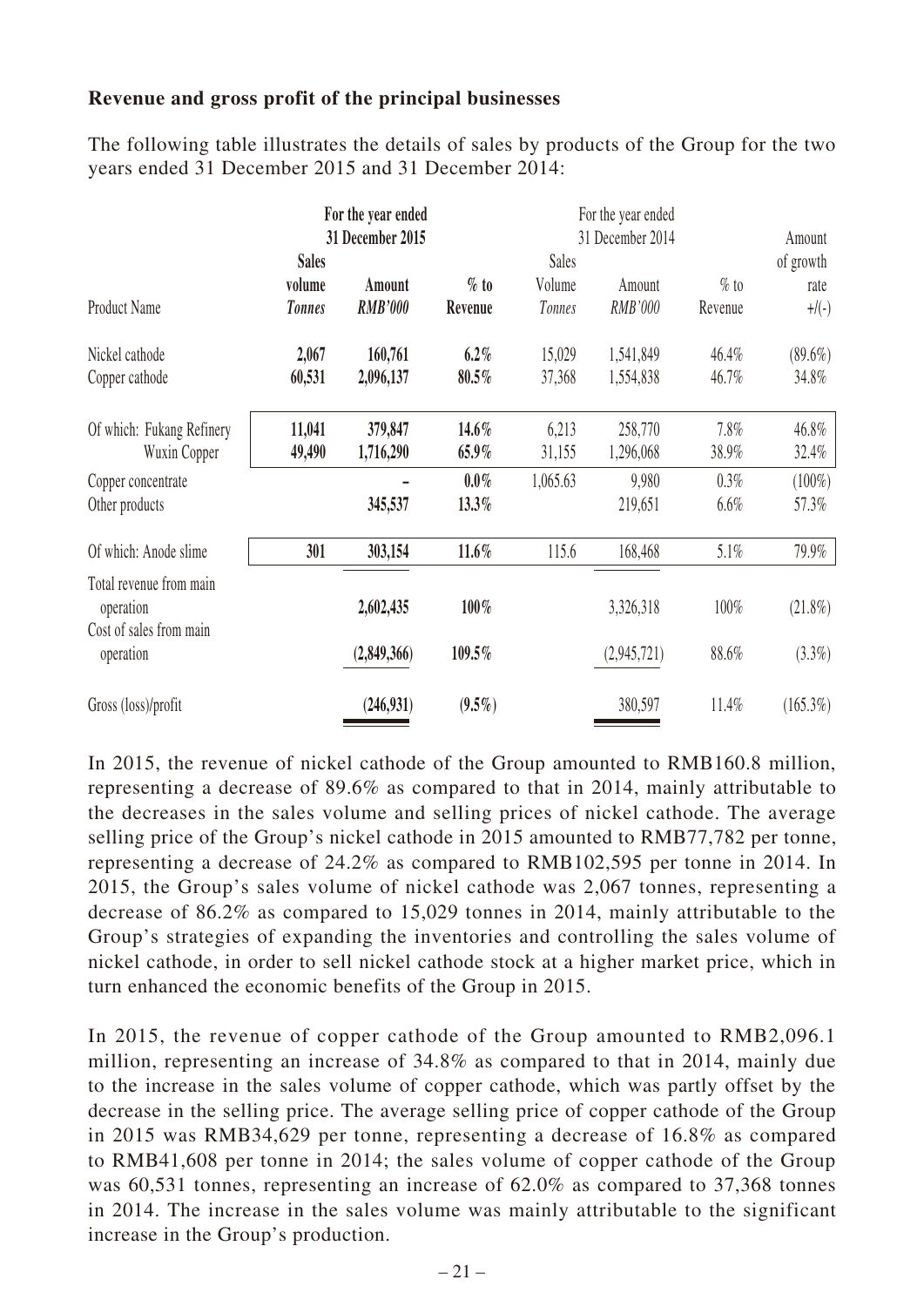**Revenue and gross profit of the principal businesses**

The following table illustrates the details of sales by products of the Group for the two years ended 31 December 2015 and 31 December 2014:

| Product Name | For the year ended 31 December 2015 | | | For the year ended 31 December 2014 | | | Amount of growth rate |
|---|---|---|---|---|---|---|---|
| | **Sales volume** | **Amount** | **% to** | Sales Volume | Amount | % to | +/(-) |
| | ***Tonnes*** | ***RMB'000*** | **Revenue** | *Tonnes* | *RMB'000* | Revenue | |
| Nickel cathode | **2,067** | **160,761** | **6.2%** | 15,029 | 1,541,849 | 46.4% | (89.6%) |
| Copper cathode | **60,531** | **2,096,137** | **80.5%** | 37,368 | 1,554,838 | 46.7% | 34.8% |
| Of which: Fukang Refinery | **11,041** | **379,847** | **14.6%** | 6,213 | 258,770 | 7.8% | 46.8% |
| Wuxin Copper | **49,490** | **1,716,290** | **65.9%** | 31,155 | 1,296,068 | 38.9% | 32.4% |
| Copper concentrate | | **–** | **0.0%** | 1,065.63 | 9,980 | 0.3% | (100%) |
| Other products | | **345,537** | **13.3%** | | 219,651 | 6.6% | 57.3% |
| Of which: Anode slime | **301** | **303,154** | **11.6%** | 115.6 | 168,468 | 5.1% | 79.9% |
| Total revenue from main operation | | **2,602,435** | **100%** | | 3,326,318 | 100% | (21.8%) |
| Cost of sales from main operation | | **(2,849,366)** | **109.5%** | | (2,945,721) | 88.6% | (3.3%) |
| Gross (loss)/profit | | **(246,931)** | **(9.5%)** | | 380,597 | 11.4% | (165.3%) |

In 2015, the revenue of nickel cathode of the Group amounted to RMB160.8 million, representing a decrease of 89.6% as compared to that in 2014, mainly attributable to the decreases in the sales volume and selling prices of nickel cathode. The average selling price of the Group's nickel cathode in 2015 amounted to RMB77,782 per tonne, representing a decrease of 24.2% as compared to RMB102,595 per tonne in 2014. In 2015, the Group's sales volume of nickel cathode was 2,067 tonnes, representing a decrease of 86.2% as compared to 15,029 tonnes in 2014, mainly attributable to the Group's strategies of expanding the inventories and controlling the sales volume of nickel cathode, in order to sell nickel cathode stock at a higher market price, which in turn enhanced the economic benefits of the Group in 2015.

In 2015, the revenue of copper cathode of the Group amounted to RMB2,096.1 million, representing an increase of 34.8% as compared to that in 2014, mainly due to the increase in the sales volume of copper cathode, which was partly offset by the decrease in the selling price. The average selling price of copper cathode of the Group in 2015 was RMB34,629 per tonne, representing a decrease of 16.8% as compared to RMB41,608 per tonne in 2014; the sales volume of copper cathode of the Group was 60,531 tonnes, representing an increase of 62.0% as compared to 37,368 tonnes in 2014. The increase in the sales volume was mainly attributable to the significant increase in the Group's production.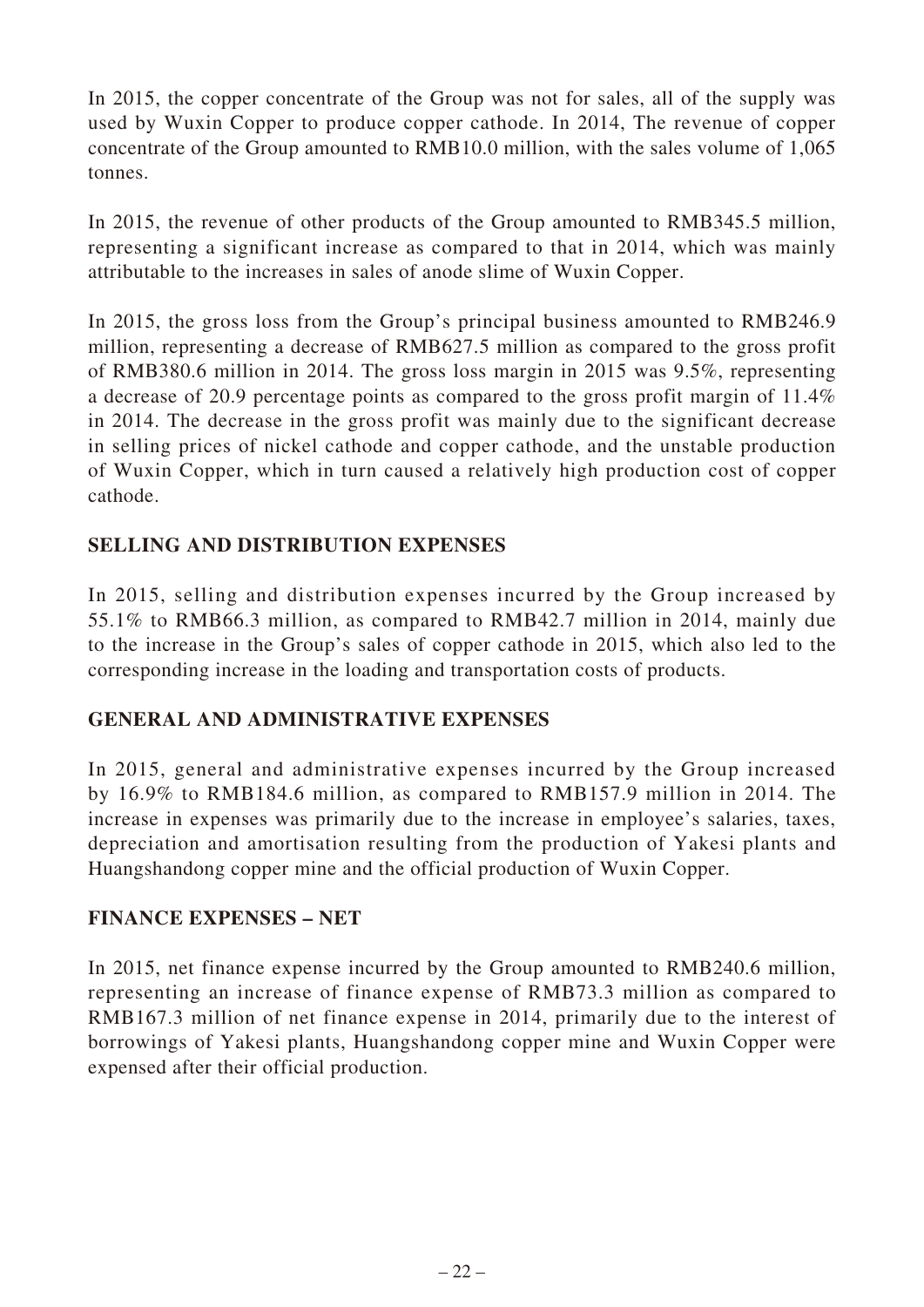In 2015, the copper concentrate of the Group was not for sales, all of the supply was used by Wuxin Copper to produce copper cathode. In 2014, The revenue of copper concentrate of the Group amounted to RMB10.0 million, with the sales volume of 1,065 tonnes.

In 2015, the revenue of other products of the Group amounted to RMB345.5 million, representing a significant increase as compared to that in 2014, which was mainly attributable to the increases in sales of anode slime of Wuxin Copper.

In 2015, the gross loss from the Group's principal business amounted to RMB246.9 million, representing a decrease of RMB627.5 million as compared to the gross profit of RMB380.6 million in 2014. The gross loss margin in 2015 was 9.5%, representing a decrease of 20.9 percentage points as compared to the gross profit margin of 11.4% in 2014. The decrease in the gross profit was mainly due to the significant decrease in selling prices of nickel cathode and copper cathode, and the unstable production of Wuxin Copper, which in turn caused a relatively high production cost of copper cathode.

## SELLING AND DISTRIBUTION EXPENSES

In 2015, selling and distribution expenses incurred by the Group increased by 55.1% to RMB66.3 million, as compared to RMB42.7 million in 2014, mainly due to the increase in the Group's sales of copper cathode in 2015, which also led to the corresponding increase in the loading and transportation costs of products.

## GENERAL AND ADMINISTRATIVE EXPENSES

In 2015, general and administrative expenses incurred by the Group increased by 16.9% to RMB184.6 million, as compared to RMB157.9 million in 2014. The increase in expenses was primarily due to the increase in employee's salaries, taxes, depreciation and amortisation resulting from the production of Yakesi plants and Huangshandong copper mine and the official production of Wuxin Copper.

## FINANCE EXPENSES – NET

In 2015, net finance expense incurred by the Group amounted to RMB240.6 million, representing an increase of finance expense of RMB73.3 million as compared to RMB167.3 million of net finance expense in 2014, primarily due to the interest of borrowings of Yakesi plants, Huangshandong copper mine and Wuxin Copper were expensed after their official production.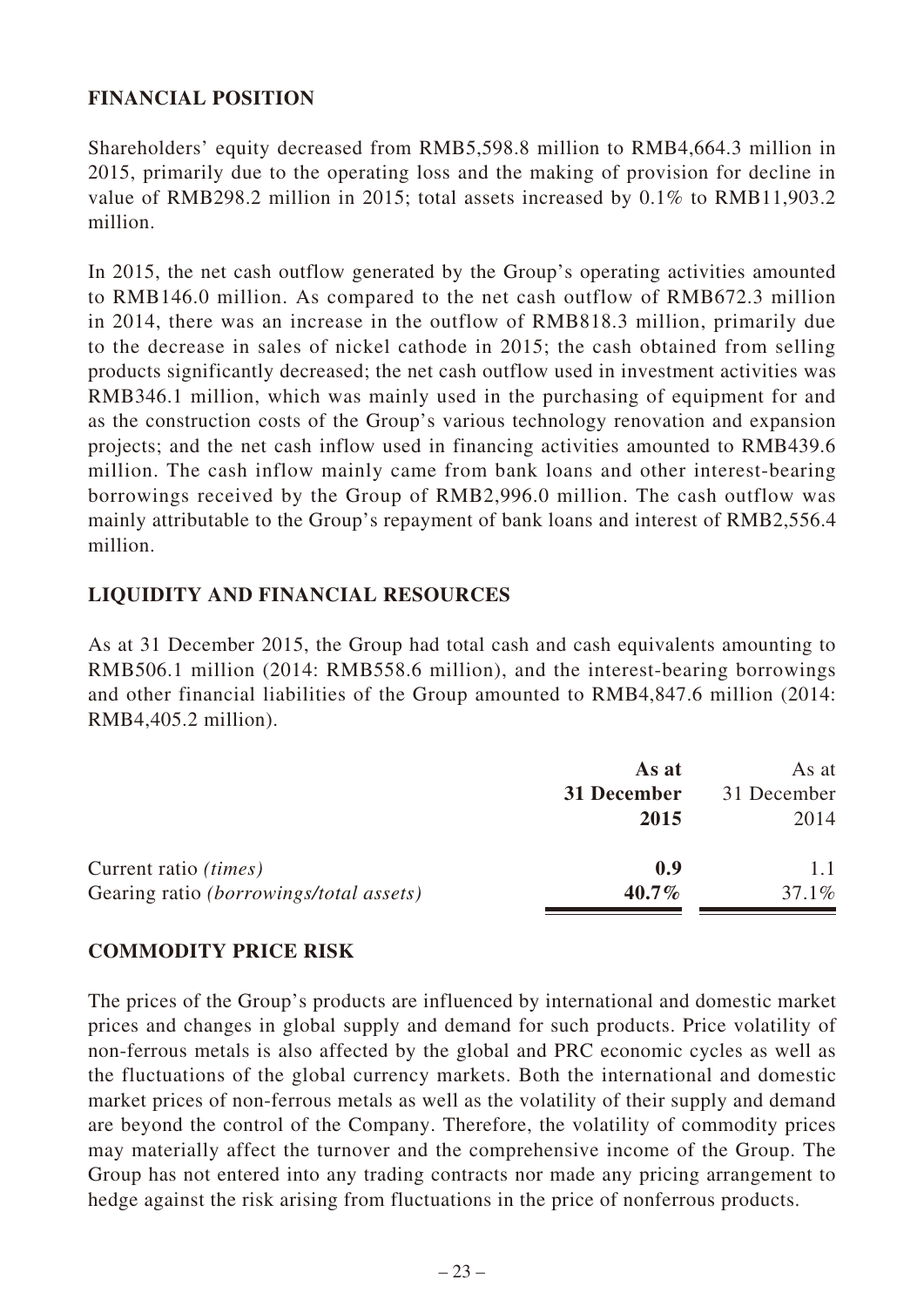## FINANCIAL POSITION

Shareholders' equity decreased from RMB5,598.8 million to RMB4,664.3 million in 2015, primarily due to the operating loss and the making of provision for decline in value of RMB298.2 million in 2015; total assets increased by 0.1% to RMB11,903.2 million.

In 2015, the net cash outflow generated by the Group's operating activities amounted to RMB146.0 million. As compared to the net cash outflow of RMB672.3 million in 2014, there was an increase in the outflow of RMB818.3 million, primarily due to the decrease in sales of nickel cathode in 2015; the cash obtained from selling products significantly decreased; the net cash outflow used in investment activities was RMB346.1 million, which was mainly used in the purchasing of equipment for and as the construction costs of the Group's various technology renovation and expansion projects; and the net cash inflow used in financing activities amounted to RMB439.6 million. The cash inflow mainly came from bank loans and other interest-bearing borrowings received by the Group of RMB2,996.0 million. The cash outflow was mainly attributable to the Group's repayment of bank loans and interest of RMB2,556.4 million.

## LIQUIDITY AND FINANCIAL RESOURCES

As at 31 December 2015, the Group had total cash and cash equivalents amounting to RMB506.1 million (2014: RMB558.6 million), and the interest-bearing borrowings and other financial liabilities of the Group amounted to RMB4,847.6 million (2014: RMB4,405.2 million).

| | **As at 31 December 2015** | As at 31 December 2014 |
|---|---|---|
| Current ratio *(times)* | **0.9** | 1.1 |
| Gearing ratio *(borrowings/total assets)* | **40.7%** | 37.1% |

## COMMODITY PRICE RISK

The prices of the Group's products are influenced by international and domestic market prices and changes in global supply and demand for such products. Price volatility of non-ferrous metals is also affected by the global and PRC economic cycles as well as the fluctuations of the global currency markets. Both the international and domestic market prices of non-ferrous metals as well as the volatility of their supply and demand are beyond the control of the Company. Therefore, the volatility of commodity prices may materially affect the turnover and the comprehensive income of the Group. The Group has not entered into any trading contracts nor made any pricing arrangement to hedge against the risk arising from fluctuations in the price of nonferrous products.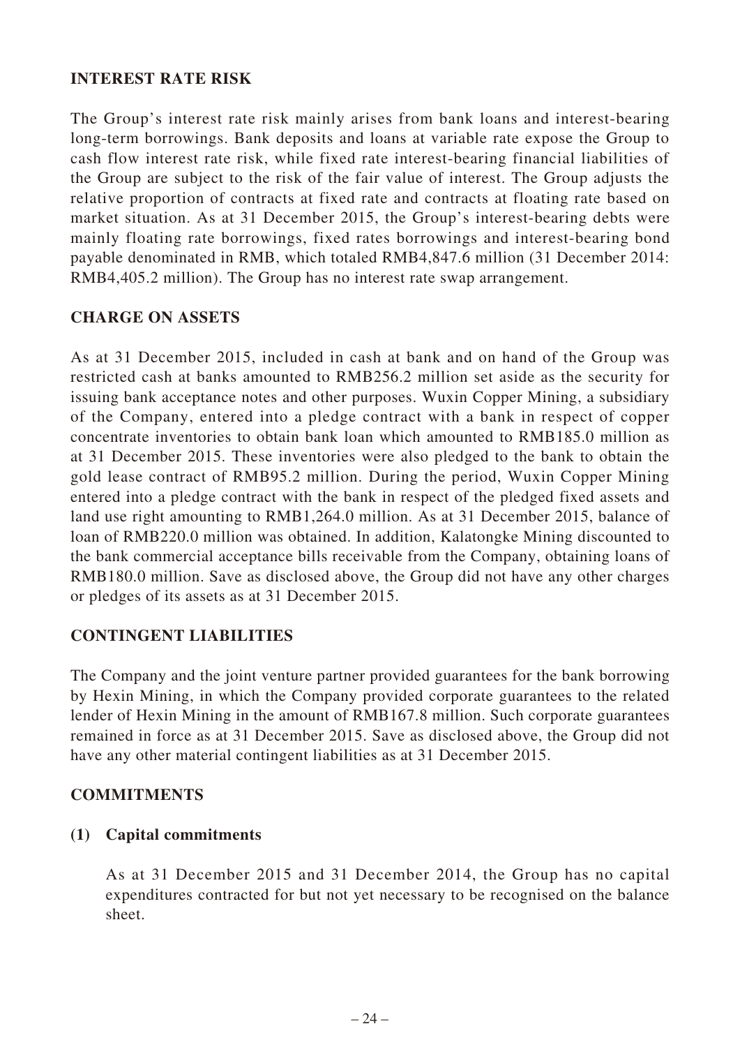## INTEREST RATE RISK

The Group's interest rate risk mainly arises from bank loans and interest-bearing long-term borrowings. Bank deposits and loans at variable rate expose the Group to cash flow interest rate risk, while fixed rate interest-bearing financial liabilities of the Group are subject to the risk of the fair value of interest. The Group adjusts the relative proportion of contracts at fixed rate and contracts at floating rate based on market situation. As at 31 December 2015, the Group's interest-bearing debts were mainly floating rate borrowings, fixed rates borrowings and interest-bearing bond payable denominated in RMB, which totaled RMB4,847.6 million (31 December 2014: RMB4,405.2 million). The Group has no interest rate swap arrangement.

## CHARGE ON ASSETS

As at 31 December 2015, included in cash at bank and on hand of the Group was restricted cash at banks amounted to RMB256.2 million set aside as the security for issuing bank acceptance notes and other purposes. Wuxin Copper Mining, a subsidiary of the Company, entered into a pledge contract with a bank in respect of copper concentrate inventories to obtain bank loan which amounted to RMB185.0 million as at 31 December 2015. These inventories were also pledged to the bank to obtain the gold lease contract of RMB95.2 million. During the period, Wuxin Copper Mining entered into a pledge contract with the bank in respect of the pledged fixed assets and land use right amounting to RMB1,264.0 million. As at 31 December 2015, balance of loan of RMB220.0 million was obtained. In addition, Kalatongke Mining discounted to the bank commercial acceptance bills receivable from the Company, obtaining loans of RMB180.0 million. Save as disclosed above, the Group did not have any other charges or pledges of its assets as at 31 December 2015.

## CONTINGENT LIABILITIES

The Company and the joint venture partner provided guarantees for the bank borrowing by Hexin Mining, in which the Company provided corporate guarantees to the related lender of Hexin Mining in the amount of RMB167.8 million. Such corporate guarantees remained in force as at 31 December 2015. Save as disclosed above, the Group did not have any other material contingent liabilities as at 31 December 2015.

## COMMITMENTS

### (1) Capital commitments

As at 31 December 2015 and 31 December 2014, the Group has no capital expenditures contracted for but not yet necessary to be recognised on the balance sheet.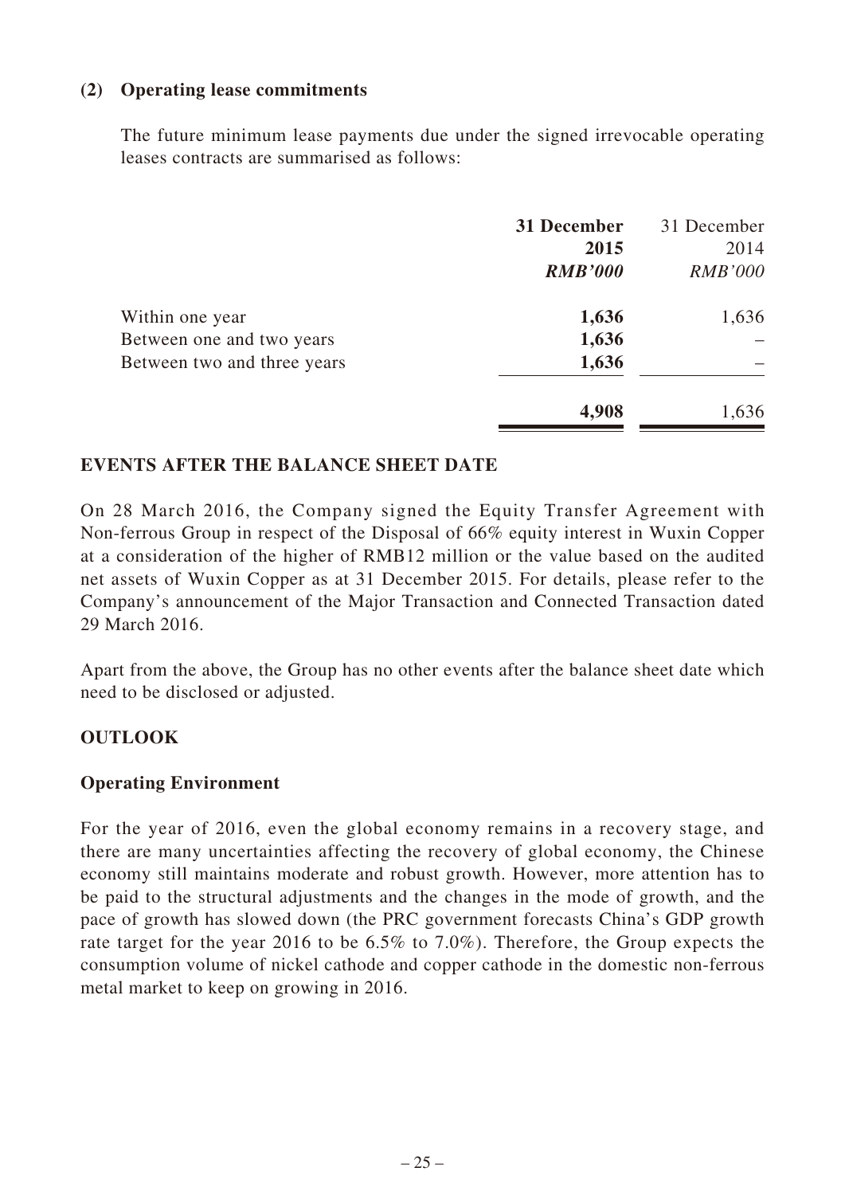**(2) Operating lease commitments**

The future minimum lease payments due under the signed irrevocable operating leases contracts are summarised as follows:

| | **31 December 2015** *RMB'000* | 31 December 2014 *RMB'000* |
|---|---|---|
| Within one year | **1,636** | 1,636 |
| Between one and two years | **1,636** | – |
| Between two and three years | **1,636** | – |
| | **4,908** | 1,636 |

## EVENTS AFTER THE BALANCE SHEET DATE

On 28 March 2016, the Company signed the Equity Transfer Agreement with Non-ferrous Group in respect of the Disposal of 66% equity interest in Wuxin Copper at a consideration of the higher of RMB12 million or the value based on the audited net assets of Wuxin Copper as at 31 December 2015. For details, please refer to the Company's announcement of the Major Transaction and Connected Transaction dated 29 March 2016.

Apart from the above, the Group has no other events after the balance sheet date which need to be disclosed or adjusted.

## OUTLOOK

### Operating Environment

For the year of 2016, even the global economy remains in a recovery stage, and there are many uncertainties affecting the recovery of global economy, the Chinese economy still maintains moderate and robust growth. However, more attention has to be paid to the structural adjustments and the changes in the mode of growth, and the pace of growth has slowed down (the PRC government forecasts China's GDP growth rate target for the year 2016 to be 6.5% to 7.0%). Therefore, the Group expects the consumption volume of nickel cathode and copper cathode in the domestic non-ferrous metal market to keep on growing in 2016.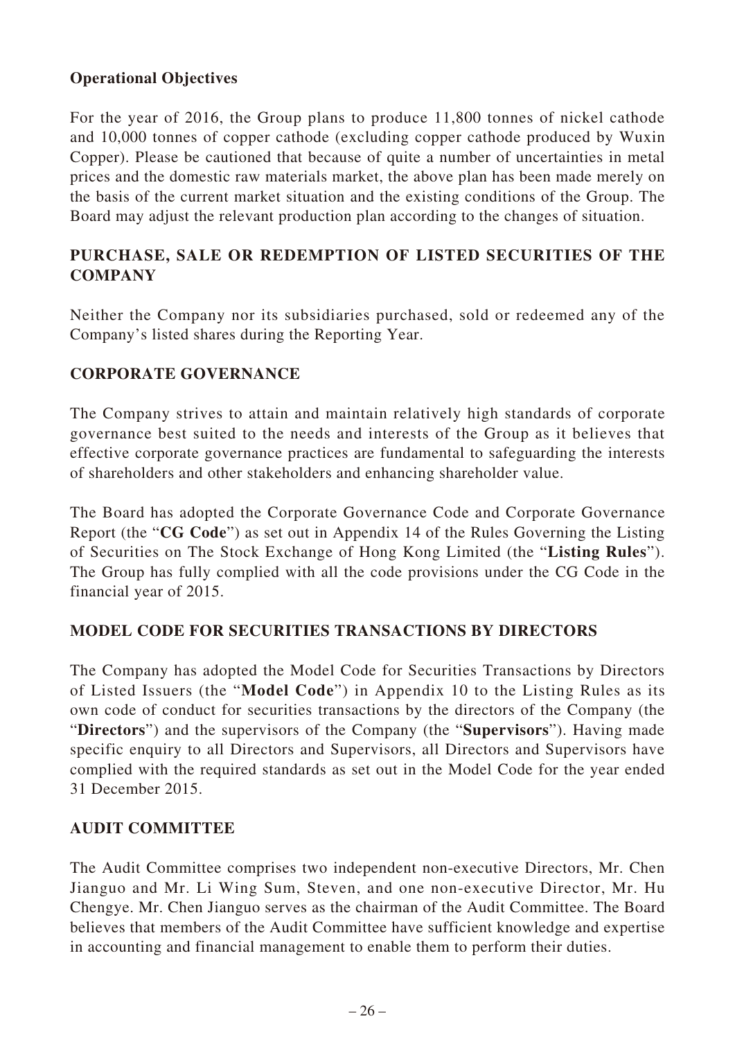### Operational Objectives

For the year of 2016, the Group plans to produce 11,800 tonnes of nickel cathode and 10,000 tonnes of copper cathode (excluding copper cathode produced by Wuxin Copper). Please be cautioned that because of quite a number of uncertainties in metal prices and the domestic raw materials market, the above plan has been made merely on the basis of the current market situation and the existing conditions of the Group. The Board may adjust the relevant production plan according to the changes of situation.

## PURCHASE, SALE OR REDEMPTION OF LISTED SECURITIES OF THE COMPANY

Neither the Company nor its subsidiaries purchased, sold or redeemed any of the Company's listed shares during the Reporting Year.

## CORPORATE GOVERNANCE

The Company strives to attain and maintain relatively high standards of corporate governance best suited to the needs and interests of the Group as it believes that effective corporate governance practices are fundamental to safeguarding the interests of shareholders and other stakeholders and enhancing shareholder value.

The Board has adopted the Corporate Governance Code and Corporate Governance Report (the "**CG Code**") as set out in Appendix 14 of the Rules Governing the Listing of Securities on The Stock Exchange of Hong Kong Limited (the "**Listing Rules**"). The Group has fully complied with all the code provisions under the CG Code in the financial year of 2015.

## MODEL CODE FOR SECURITIES TRANSACTIONS BY DIRECTORS

The Company has adopted the Model Code for Securities Transactions by Directors of Listed Issuers (the "**Model Code**") in Appendix 10 to the Listing Rules as its own code of conduct for securities transactions by the directors of the Company (the "**Directors**") and the supervisors of the Company (the "**Supervisors**"). Having made specific enquiry to all Directors and Supervisors, all Directors and Supervisors have complied with the required standards as set out in the Model Code for the year ended 31 December 2015.

## AUDIT COMMITTEE

The Audit Committee comprises two independent non-executive Directors, Mr. Chen Jianguo and Mr. Li Wing Sum, Steven, and one non-executive Director, Mr. Hu Chengye. Mr. Chen Jianguo serves as the chairman of the Audit Committee. The Board believes that members of the Audit Committee have sufficient knowledge and expertise in accounting and financial management to enable them to perform their duties.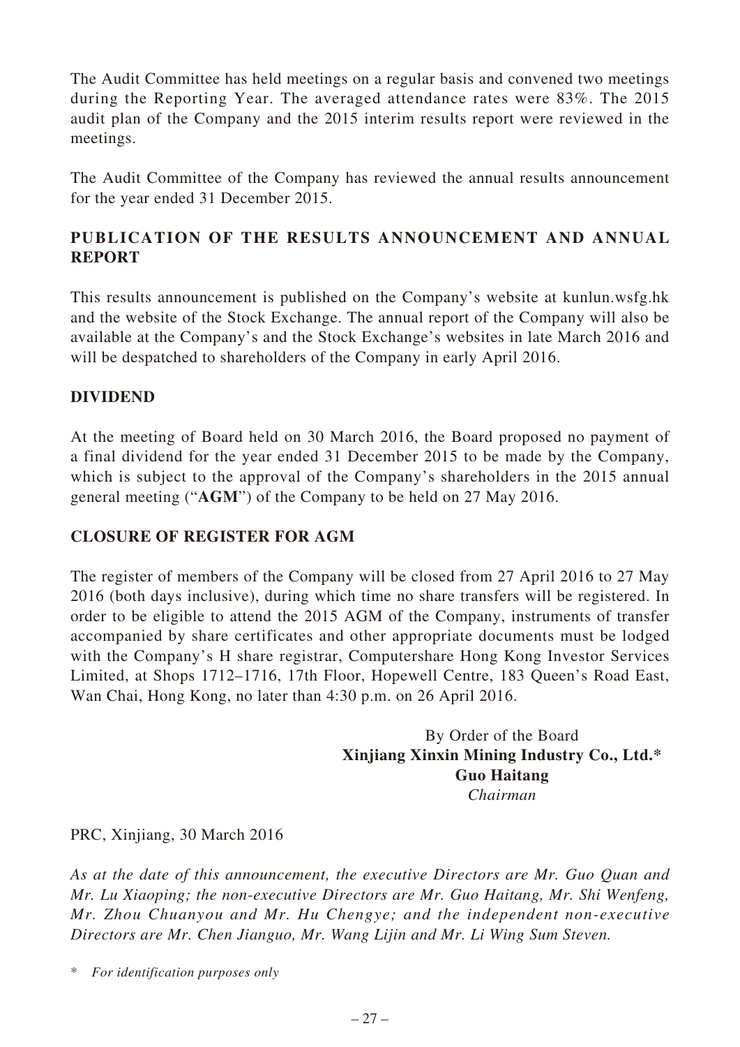The Audit Committee has held meetings on a regular basis and convened two meetings during the Reporting Year. The averaged attendance rates were 83%. The 2015 audit plan of the Company and the 2015 interim results report were reviewed in the meetings.

The Audit Committee of the Company has reviewed the annual results announcement for the year ended 31 December 2015.

## PUBLICATION OF THE RESULTS ANNOUNCEMENT AND ANNUAL REPORT

This results announcement is published on the Company's website at kunlun.wsfg.hk and the website of the Stock Exchange. The annual report of the Company will also be available at the Company's and the Stock Exchange's websites in late March 2016 and will be despatched to shareholders of the Company in early April 2016.

## DIVIDEND

At the meeting of Board held on 30 March 2016, the Board proposed no payment of a final dividend for the year ended 31 December 2015 to be made by the Company, which is subject to the approval of the Company's shareholders in the 2015 annual general meeting ("**AGM**") of the Company to be held on 27 May 2016.

## CLOSURE OF REGISTER FOR AGM

The register of members of the Company will be closed from 27 April 2016 to 27 May 2016 (both days inclusive), during which time no share transfers will be registered. In order to be eligible to attend the 2015 AGM of the Company, instruments of transfer accompanied by share certificates and other appropriate documents must be lodged with the Company's H share registrar, Computershare Hong Kong Investor Services Limited, at Shops 1712–1716, 17th Floor, Hopewell Centre, 183 Queen's Road East, Wan Chai, Hong Kong, no later than 4:30 p.m. on 26 April 2016.

By Order of the Board
**Xinjiang Xinxin Mining Industry Co., Ltd.***
**Guo Haitang**
*Chairman*

PRC, Xinjiang, 30 March 2016

*As at the date of this announcement, the executive Directors are Mr. Guo Quan and Mr. Lu Xiaoping; the non-executive Directors are Mr. Guo Haitang, Mr. Shi Wenfeng, Mr. Zhou Chuanyou and Mr. Hu Chengye; and the independent non-executive Directors are Mr. Chen Jianguo, Mr. Wang Lijin and Mr. Li Wing Sum Steven.*

\* *For identification purposes only*